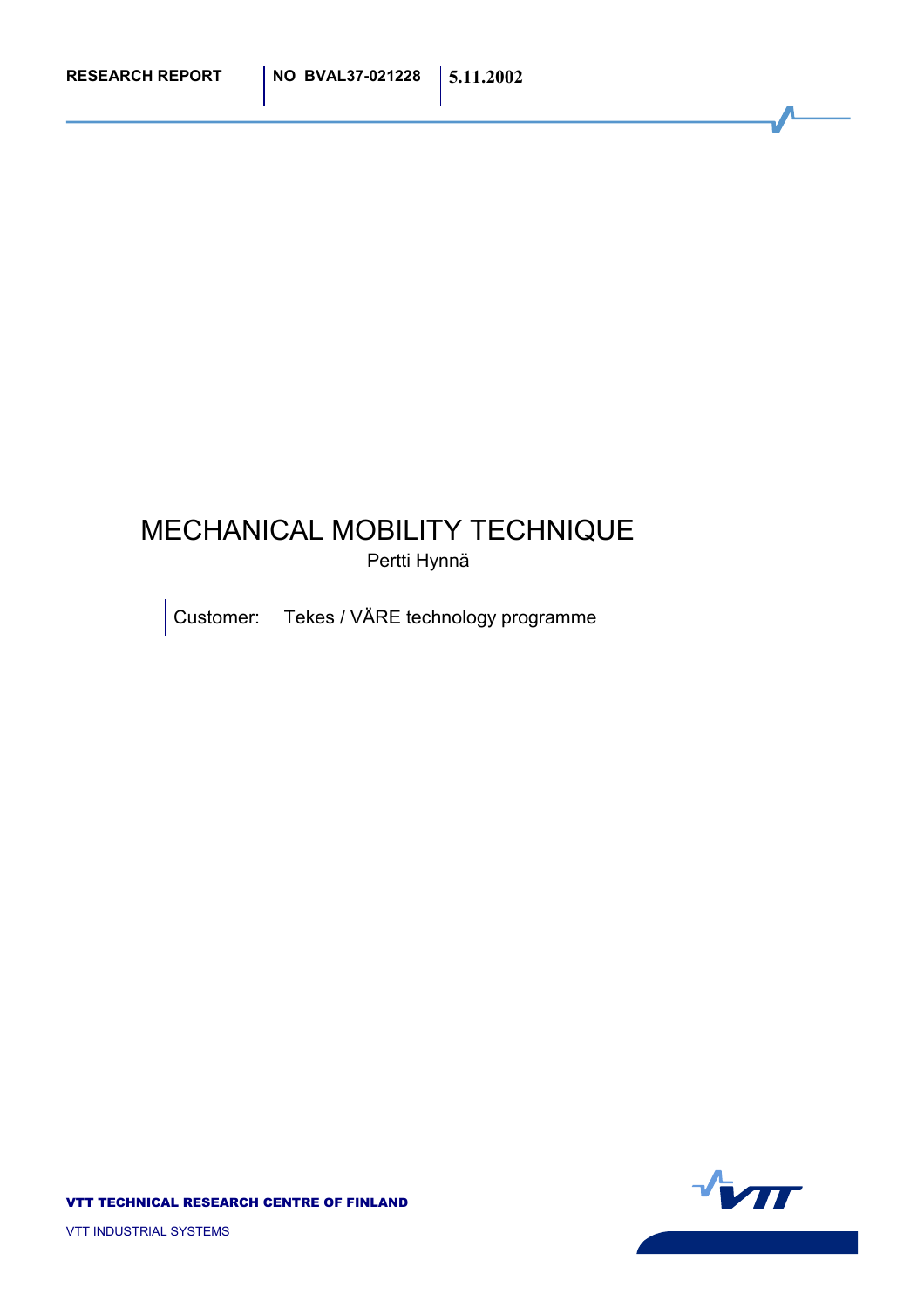RESEARCH REPORT | NO BVAL37-021228 | 5.11.2002

# MECHANICAL MOBILITY TECHNIQUE

Pertti Hynnä

Customer: Tekes / VÄRE technology programme

**VTT TECHNICAL RESEARCH CENTRE OF FINLAND**

VTT INDUSTRIAL SYSTEMS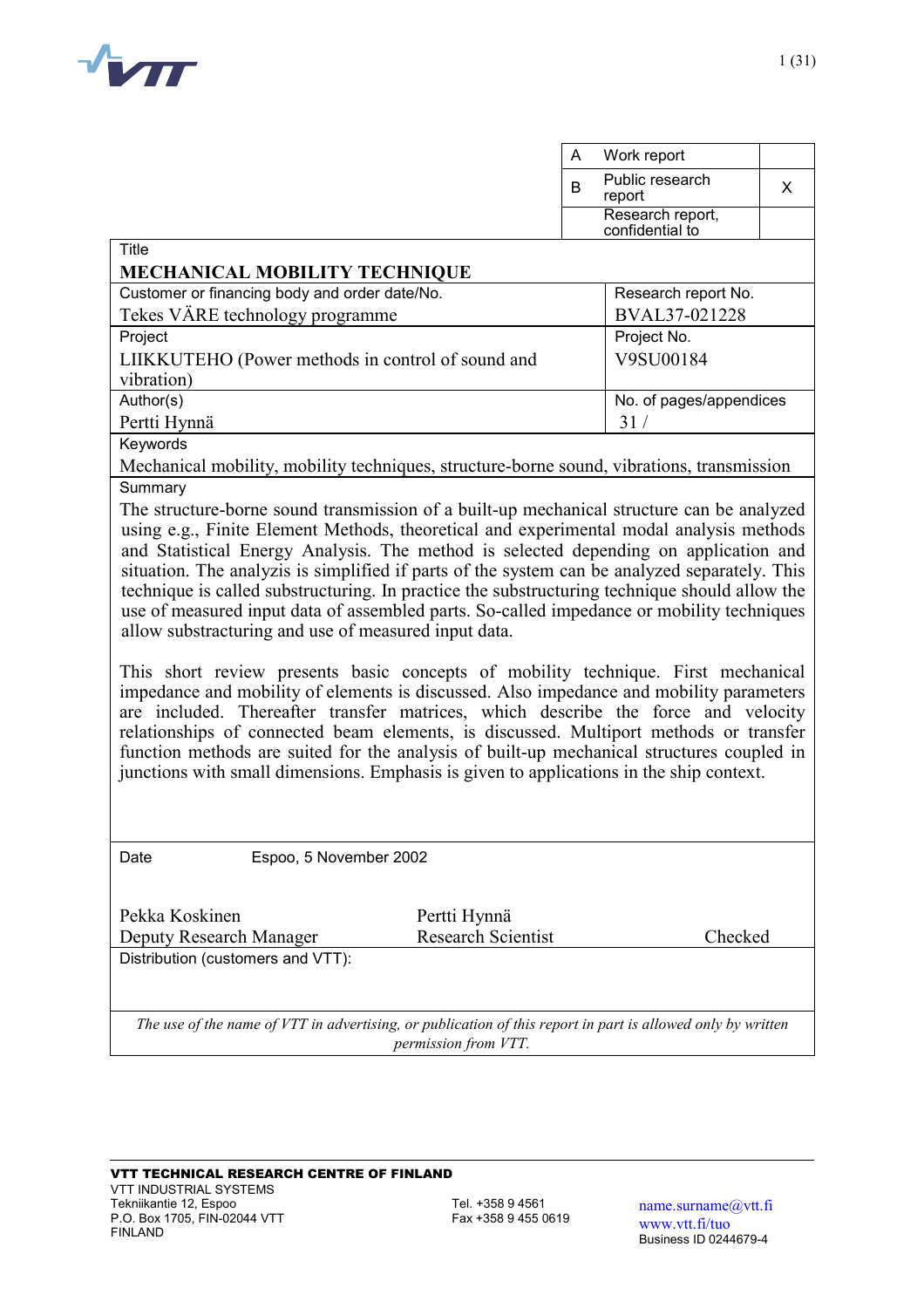| A | Work report | |
|---|---|---|
| B | Public research report | X |
| | Research report, confidential to | |

| Title | |
|---|---|
| **MECHANICAL MOBILITY TECHNIQUE** | |
| Customer or financing body and order date/No. | Research report No. |
| Tekes VÄRE technology programme | BVAL37-021228 |
| Project | Project No. |
| LIIKKUTEHO (Power methods in control of sound and vibration) | V9SU00184 |
| Author(s) | No. of pages/appendices |
| Pertti Hynnä | 31 / |

**Keywords**

Mechanical mobility, mobility techniques, structure-borne sound, vibrations, transmission

**Summary**

The structure-borne sound transmission of a built-up mechanical structure can be analyzed using e.g., Finite Element Methods, theoretical and experimental modal analysis methods and Statistical Energy Analysis. The method is selected depending on application and situation. The analyzis is simplified if parts of the system can be analyzed separately. This technique is called substructuring. In practice the substructuring technique should allow the use of measured input data of assembled parts. So-called impedance or mobility techniques allow substracturing and use of measured input data.

This short review presents basic concepts of mobility technique. First mechanical impedance and mobility of elements is discussed. Also impedance and mobility parameters are included. Thereafter transfer matrices, which describe the force and velocity relationships of connected beam elements, is discussed. Multiport methods or transfer function methods are suited for the analysis of built-up mechanical structures coupled in junctions with small dimensions. Emphasis is given to applications in the ship context.

Date Espoo, 5 November 2002

| Pekka Koskinen | Pertti Hynnä | |
|---|---|---|
| Deputy Research Manager | Research Scientist | Checked |

Distribution (customers and VTT):

*The use of the name of VTT in advertising, or publication of this report in part is allowed only by written permission from VTT.*

**VTT TECHNICAL RESEARCH CENTRE OF FINLAND**
VTT INDUSTRIAL SYSTEMS
Tekniikantie 12, Espoo
P.O. Box 1705, FIN-02044 VTT
FINLAND

Tel. +358 9 4561
Fax +358 9 455 0619

name.surname@vtt.fi
www.vtt.fi/tuo
Business ID 0244679-4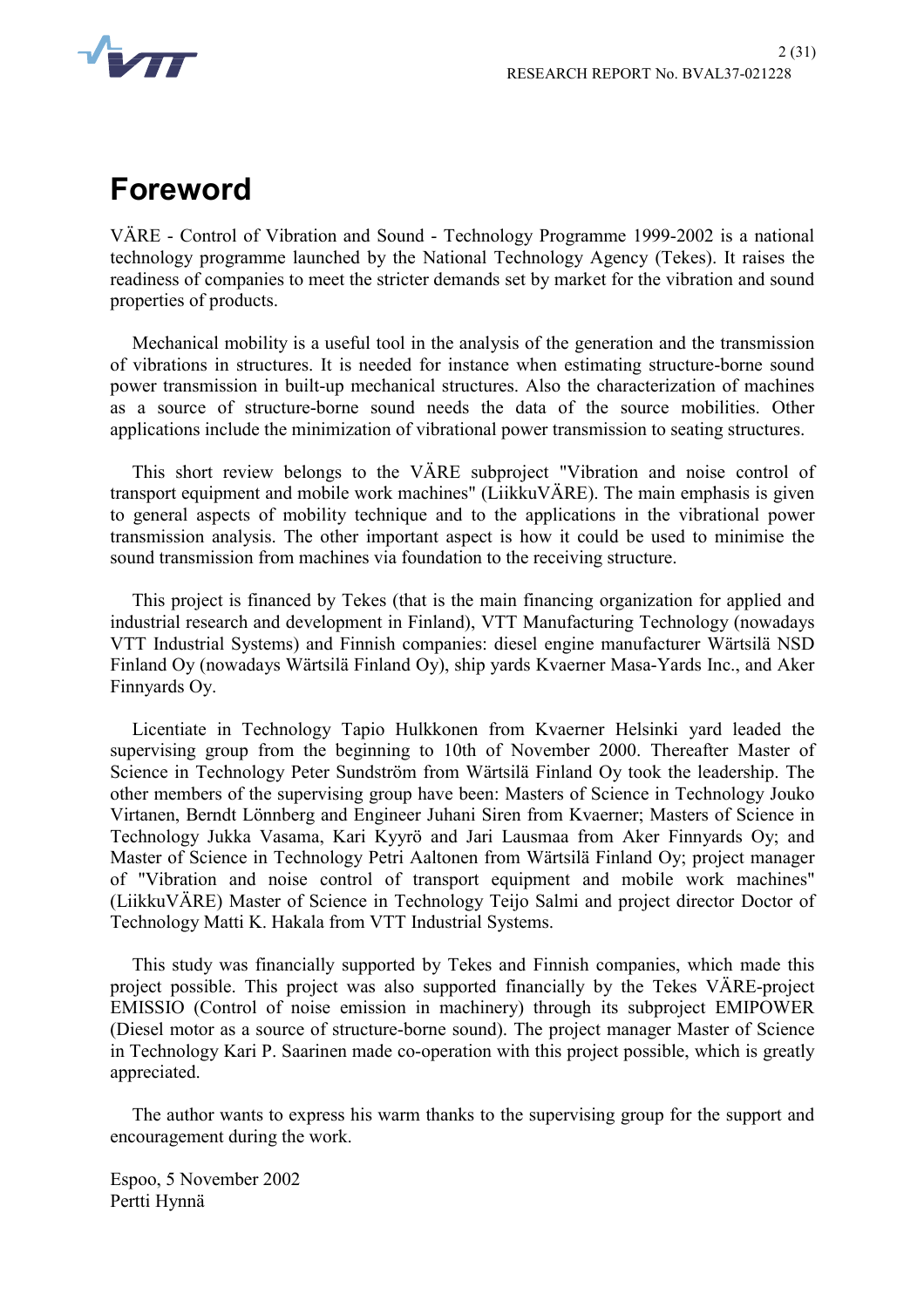# Foreword

VÄRE - Control of Vibration and Sound - Technology Programme 1999-2002 is a national technology programme launched by the National Technology Agency (Tekes). It raises the readiness of companies to meet the stricter demands set by market for the vibration and sound properties of products.

Mechanical mobility is a useful tool in the analysis of the generation and the transmission of vibrations in structures. It is needed for instance when estimating structure-borne sound power transmission in built-up mechanical structures. Also the characterization of machines as a source of structure-borne sound needs the data of the source mobilities. Other applications include the minimization of vibrational power transmission to seating structures.

This short review belongs to the VÄRE subproject "Vibration and noise control of transport equipment and mobile work machines" (LiikkuVÄRE). The main emphasis is given to general aspects of mobility technique and to the applications in the vibrational power transmission analysis. The other important aspect is how it could be used to minimise the sound transmission from machines via foundation to the receiving structure.

This project is financed by Tekes (that is the main financing organization for applied and industrial research and development in Finland), VTT Manufacturing Technology (nowadays VTT Industrial Systems) and Finnish companies: diesel engine manufacturer Wärtsilä NSD Finland Oy (nowadays Wärtsilä Finland Oy), ship yards Kvaerner Masa-Yards Inc., and Aker Finnyards Oy.

Licentiate in Technology Tapio Hulkkonen from Kvaerner Helsinki yard leaded the supervising group from the beginning to 10th of November 2000. Thereafter Master of Science in Technology Peter Sundström from Wärtsilä Finland Oy took the leadership. The other members of the supervising group have been: Masters of Science in Technology Jouko Virtanen, Berndt Lönnberg and Engineer Juhani Siren from Kvaerner; Masters of Science in Technology Jukka Vasama, Kari Kyyrö and Jari Lausmaa from Aker Finnyards Oy; and Master of Science in Technology Petri Aaltonen from Wärtsilä Finland Oy; project manager of "Vibration and noise control of transport equipment and mobile work machines" (LiikkuVÄRE) Master of Science in Technology Teijo Salmi and project director Doctor of Technology Matti K. Hakala from VTT Industrial Systems.

This study was financially supported by Tekes and Finnish companies, which made this project possible. This project was also supported financially by the Tekes VÄRE-project EMISSIO (Control of noise emission in machinery) through its subproject EMIPOWER (Diesel motor as a source of structure-borne sound). The project manager Master of Science in Technology Kari P. Saarinen made co-operation with this project possible, which is greatly appreciated.

The author wants to express his warm thanks to the supervising group for the support and encouragement during the work.

Espoo, 5 November 2002
Pertti Hynnä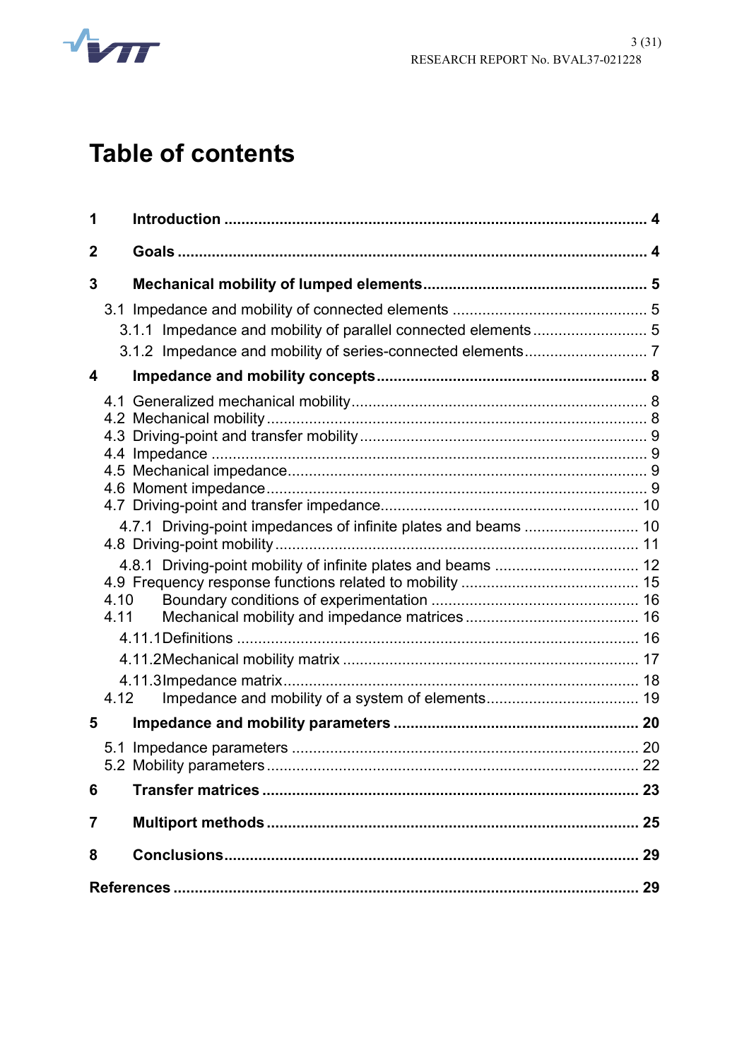# Table of contents

| | | |
|---|---|---|
| **1** | **Introduction** | **4** |
| **2** | **Goals** | **4** |
| **3** | **Mechanical mobility of lumped elements** | **5** |
| 3.1 | Impedance and mobility of connected elements | 5 |
| 3.1.1 | Impedance and mobility of parallel connected elements | 5 |
| 3.1.2 | Impedance and mobility of series-connected elements | 7 |
| **4** | **Impedance and mobility concepts** | **8** |
| 4.1 | Generalized mechanical mobility | 8 |
| 4.2 | Mechanical mobility | 8 |
| 4.3 | Driving-point and transfer mobility | 9 |
| 4.4 | Impedance | 9 |
| 4.5 | Mechanical impedance | 9 |
| 4.6 | Moment impedance | 9 |
| 4.7 | Driving-point and transfer impedance | 10 |
| 4.7.1 | Driving-point impedances of infinite plates and beams | 10 |
| 4.8 | Driving-point mobility | 11 |
| 4.8.1 | Driving-point mobility of infinite plates and beams | 12 |
| 4.9 | Frequency response functions related to mobility | 15 |
| 4.10 | Boundary conditions of experimentation | 16 |
| 4.11 | Mechanical mobility and impedance matrices | 16 |
| 4.11.1 | Definitions | 16 |
| 4.11.2 | Mechanical mobility matrix | 17 |
| 4.11.3 | Impedance matrix | 18 |
| 4.12 | Impedance and mobility of a system of elements | 19 |
| **5** | **Impedance and mobility parameters** | **20** |
| 5.1 | Impedance parameters | 20 |
| 5.2 | Mobility parameters | 22 |
| **6** | **Transfer matrices** | **23** |
| **7** | **Multiport methods** | **25** |
| **8** | **Conclusions** | **29** |
| **References** | | **29** |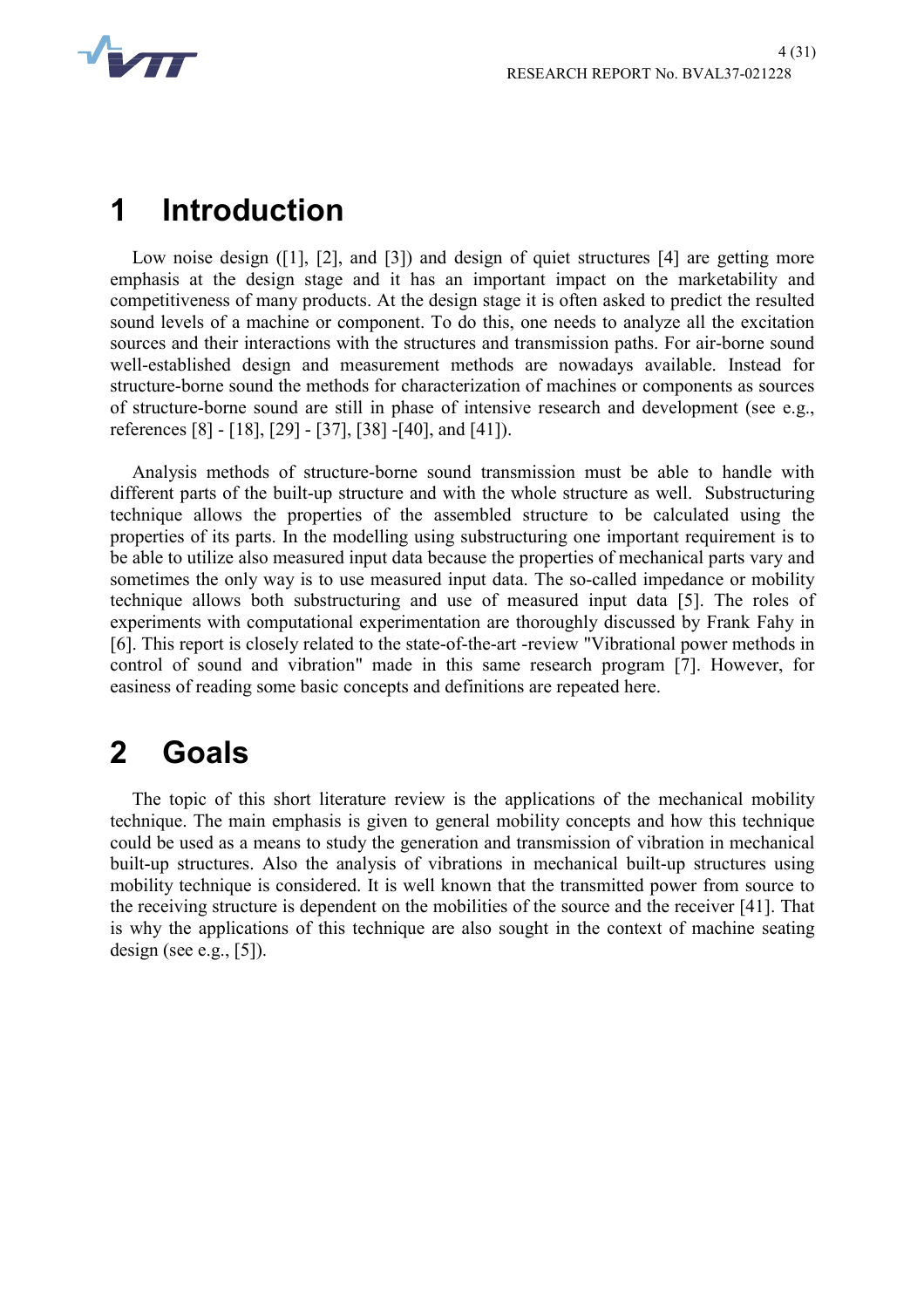# 1 Introduction

Low noise design ([1], [2], and [3]) and design of quiet structures [4] are getting more emphasis at the design stage and it has an important impact on the marketability and competitiveness of many products. At the design stage it is often asked to predict the resulted sound levels of a machine or component. To do this, one needs to analyze all the excitation sources and their interactions with the structures and transmission paths. For air-borne sound well-established design and measurement methods are nowadays available. Instead for structure-borne sound the methods for characterization of machines or components as sources of structure-borne sound are still in phase of intensive research and development (see e.g., references [8] - [18], [29] - [37], [38] -[40], and [41]).

Analysis methods of structure-borne sound transmission must be able to handle with different parts of the built-up structure and with the whole structure as well. Substructuring technique allows the properties of the assembled structure to be calculated using the properties of its parts. In the modelling using substructuring one important requirement is to be able to utilize also measured input data because the properties of mechanical parts vary and sometimes the only way is to use measured input data. The so-called impedance or mobility technique allows both substructuring and use of measured input data [5]. The roles of experiments with computational experimentation are thoroughly discussed by Frank Fahy in [6]. This report is closely related to the state-of-the-art -review "Vibrational power methods in control of sound and vibration" made in this same research program [7]. However, for easiness of reading some basic concepts and definitions are repeated here.

# 2 Goals

The topic of this short literature review is the applications of the mechanical mobility technique. The main emphasis is given to general mobility concepts and how this technique could be used as a means to study the generation and transmission of vibration in mechanical built-up structures. Also the analysis of vibrations in mechanical built-up structures using mobility technique is considered. It is well known that the transmitted power from source to the receiving structure is dependent on the mobilities of the source and the receiver [41]. That is why the applications of this technique are also sought in the context of machine seating design (see e.g., [5]).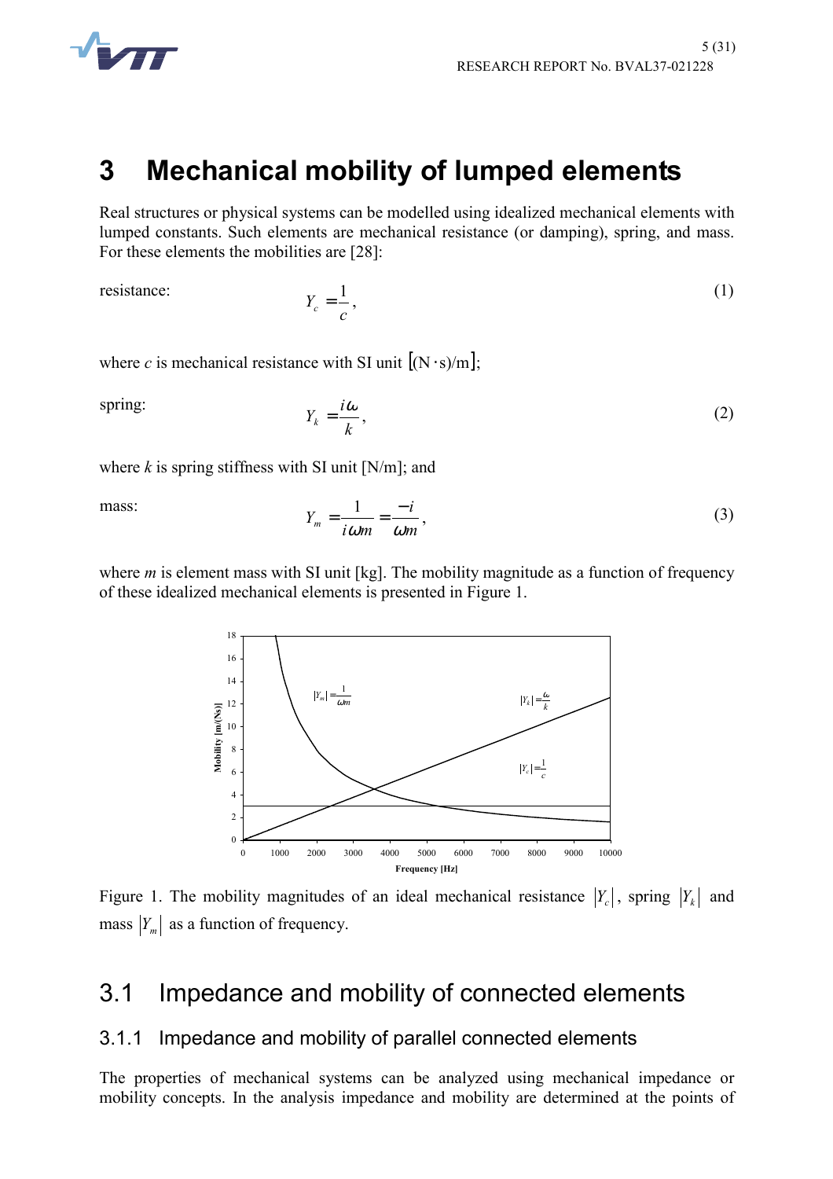# 3 Mechanical mobility of lumped elements

Real structures or physical systems can be modelled using idealized mechanical elements with lumped constants. Such elements are mechanical resistance (or damping), spring, and mass. For these elements the mobilities are [28]:

resistance:

$$Y_c = \frac{1}{c}, \tag{1}$$

where $c$ is mechanical resistance with SI unit $[(\mathrm{N \cdot s})/\mathrm{m}]$;

spring:

$$Y_k = \frac{i\omega}{k}, \tag{2}$$

where $k$ is spring stiffness with SI unit [N/m]; and

mass:

$$Y_m = \frac{1}{i\omega m} = \frac{-i}{\omega m}, \tag{3}$$

where $m$ is element mass with SI unit [kg]. The mobility magnitude as a function of frequency of these idealized mechanical elements is presented in Figure 1.

Figure 1. The mobility magnitudes of an ideal mechanical resistance $|Y_c|$, spring $|Y_k|$ and mass $|Y_m|$ as a function of frequency.

## 3.1 Impedance and mobility of connected elements

### 3.1.1 Impedance and mobility of parallel connected elements

The properties of mechanical systems can be analyzed using mechanical impedance or mobility concepts. In the analysis impedance and mobility are determined at the points of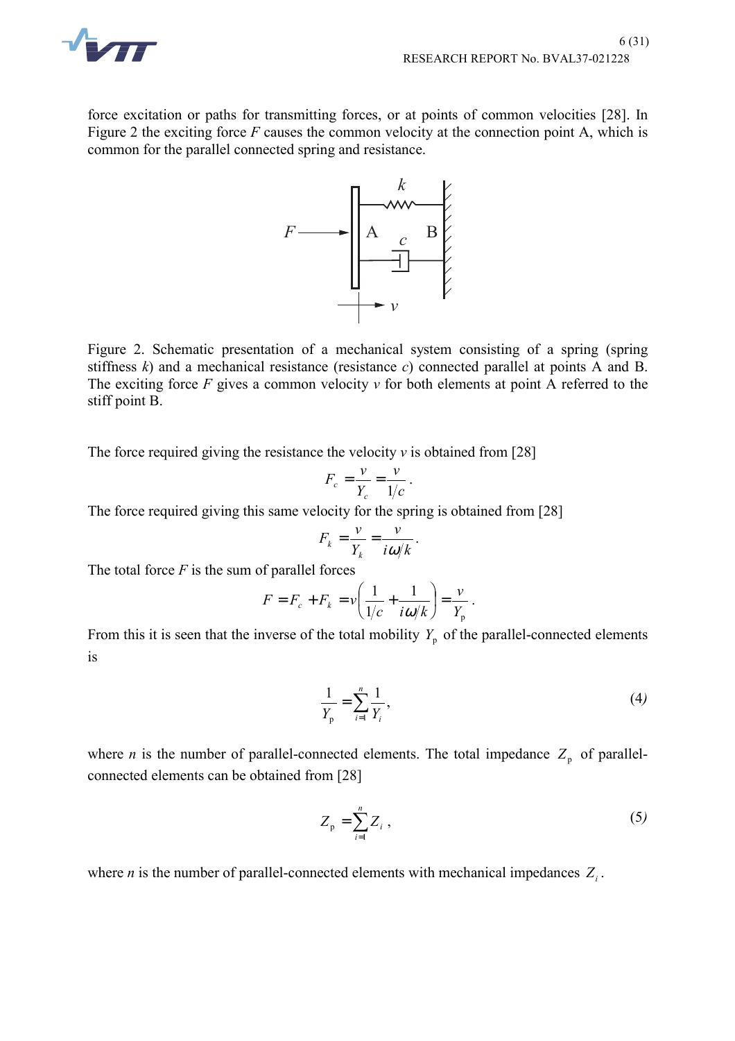force excitation or paths for transmitting forces, or at points of common velocities [28]. In Figure 2 the exciting force $F$ causes the common velocity at the connection point A, which is common for the parallel connected spring and resistance.

Figure 2. Schematic presentation of a mechanical system consisting of a spring (spring stiffness $k$) and a mechanical resistance (resistance $c$) connected parallel at points A and B. The exciting force $F$ gives a common velocity $v$ for both elements at point A referred to the stiff point B.

The force required giving the resistance the velocity $v$ is obtained from [28]

$$F_c = \frac{v}{Y_c} = \frac{v}{1/c}.$$

The force required giving this same velocity for the spring is obtained from [28]

$$F_k = \frac{v}{Y_k} = \frac{v}{i\omega/k}.$$

The total force $F$ is the sum of parallel forces

$$F = F_c + F_k = v\left(\frac{1}{1/c} + \frac{1}{i\omega/k}\right) = \frac{v}{Y_\mathrm{p}}.$$

From this it is seen that the inverse of the total mobility $Y_\mathrm{p}$ of the parallel-connected elements is

$$\frac{1}{Y_\mathrm{p}} = \sum_{i=1}^{n} \frac{1}{Y_i}, \tag{4}$$

where $n$ is the number of parallel-connected elements. The total impedance $Z_\mathrm{p}$ of parallel-connected elements can be obtained from [28]

$$Z_\mathrm{p} = \sum_{i=1}^{n} Z_i, \tag{5}$$

where $n$ is the number of parallel-connected elements with mechanical impedances $Z_i$.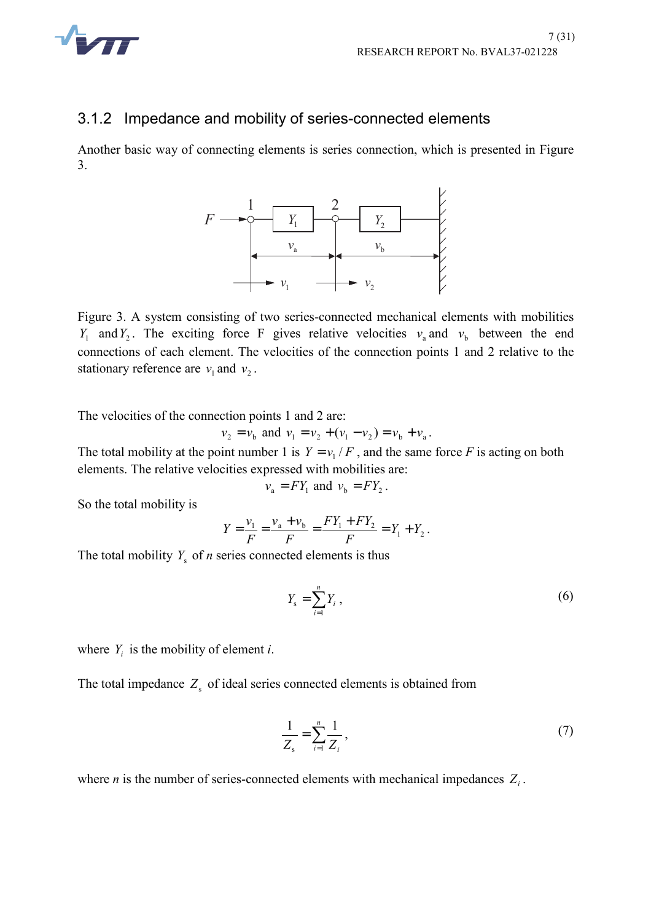### 3.1.2 Impedance and mobility of series-connected elements

Another basic way of connecting elements is series connection, which is presented in Figure 3.

Figure 3. A system consisting of two series-connected mechanical elements with mobilities $Y_1$ and $Y_2$. The exciting force F gives relative velocities $v_a$ and $v_b$ between the end connections of each element. The velocities of the connection points 1 and 2 relative to the stationary reference are $v_1$ and $v_2$.

The velocities of the connection points 1 and 2 are:

$$v_2 = v_b \text{ and } v_1 = v_2 + (v_1 - v_2) = v_b + v_a .$$

The total mobility at the point number 1 is $Y = v_1 / F$, and the same force $F$ is acting on both elements. The relative velocities expressed with mobilities are:

$$v_a = FY_1 \text{ and } v_b = FY_2 .$$

So the total mobility is

$$Y = \frac{v_1}{F} = \frac{v_a + v_b}{F} = \frac{FY_1 + FY_2}{F} = Y_1 + Y_2 .$$

The total mobility $Y_s$ of $n$ series connected elements is thus

$$Y_s = \sum_{i=1}^{n} Y_i , \tag{6}$$

where $Y_i$ is the mobility of element $i$.

The total impedance $Z_s$ of ideal series connected elements is obtained from

$$\frac{1}{Z_s} = \sum_{i=1}^{n} \frac{1}{Z_i} , \tag{7}$$

where $n$ is the number of series-connected elements with mechanical impedances $Z_i$.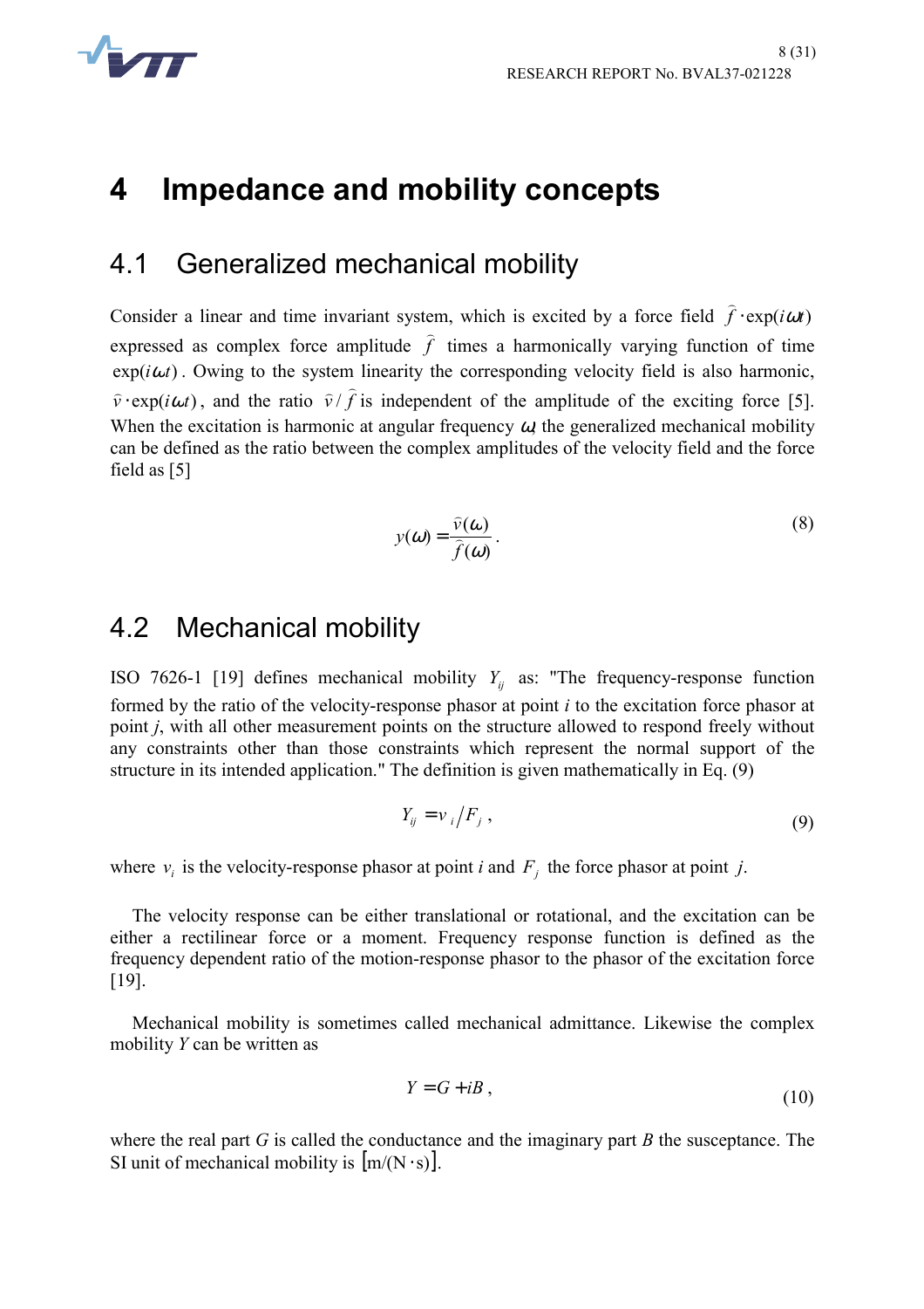# 4 Impedance and mobility concepts

## 4.1 Generalized mechanical mobility

Consider a linear and time invariant system, which is excited by a force field $\hat{f} \cdot \exp(i\omega t)$ expressed as complex force amplitude $\hat{f}$ times a harmonically varying function of time $\exp(i\omega t)$. Owing to the system linearity the corresponding velocity field is also harmonic, $\hat{v} \cdot \exp(i\omega t)$, and the ratio $\hat{v}/\hat{f}$ is independent of the amplitude of the exciting force [5]. When the excitation is harmonic at angular frequency $\omega$, the generalized mechanical mobility can be defined as the ratio between the complex amplitudes of the velocity field and the force field as [5]

$$y(\omega) = \frac{\hat{v}(\omega)}{\hat{f}(\omega)}. \tag{8}$$

## 4.2 Mechanical mobility

ISO 7626-1 [19] defines mechanical mobility $Y_{ij}$ as: "The frequency-response function formed by the ratio of the velocity-response phasor at point *i* to the excitation force phasor at point *j*, with all other measurement points on the structure allowed to respond freely without any constraints other than those constraints which represent the normal support of the structure in its intended application." The definition is given mathematically in Eq. (9)

$$Y_{ij} = v_i / F_j , \tag{9}$$

where $v_i$ is the velocity-response phasor at point *i* and $F_j$ the force phasor at point *j*.

The velocity response can be either translational or rotational, and the excitation can be either a rectilinear force or a moment. Frequency response function is defined as the frequency dependent ratio of the motion-response phasor to the phasor of the excitation force [19].

Mechanical mobility is sometimes called mechanical admittance. Likewise the complex mobility *Y* can be written as

$$Y = G + iB , \tag{10}$$

where the real part *G* is called the conductance and the imaginary part *B* the susceptance. The SI unit of mechanical mobility is $[\mathrm{m/(N \cdot s)}]$.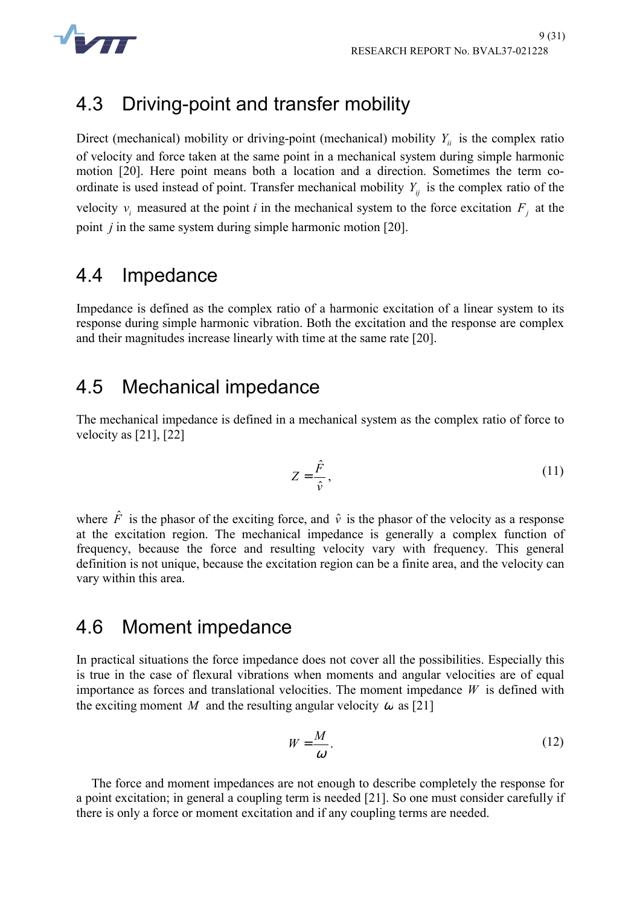## 4.3 Driving-point and transfer mobility

Direct (mechanical) mobility or driving-point (mechanical) mobility $Y_{ii}$ is the complex ratio of velocity and force taken at the same point in a mechanical system during simple harmonic motion [20]. Here point means both a location and a direction. Sometimes the term co-ordinate is used instead of point. Transfer mechanical mobility $Y_{ij}$ is the complex ratio of the velocity $v_i$ measured at the point *i* in the mechanical system to the force excitation $F_j$ at the point $j$ in the same system during simple harmonic motion [20].

## 4.4 Impedance

Impedance is defined as the complex ratio of a harmonic excitation of a linear system to its response during simple harmonic vibration. Both the excitation and the response are complex and their magnitudes increase linearly with time at the same rate [20].

## 4.5 Mechanical impedance

The mechanical impedance is defined in a mechanical system as the complex ratio of force to velocity as [21], [22]

$$Z = \frac{\hat{F}}{\hat{v}}, \tag{11}$$

where $\hat{F}$ is the phasor of the exciting force, and $\hat{v}$ is the phasor of the velocity as a response at the excitation region. The mechanical impedance is generally a complex function of frequency, because the force and resulting velocity vary with frequency. This general definition is not unique, because the excitation region can be a finite area, and the velocity can vary within this area.

## 4.6 Moment impedance

In practical situations the force impedance does not cover all the possibilities. Especially this is true in the case of flexural vibrations when moments and angular velocities are of equal importance as forces and translational velocities. The moment impedance $W$ is defined with the exciting moment $M$ and the resulting angular velocity $\omega$ as [21]

$$W = \frac{M}{\omega}. \tag{12}$$

The force and moment impedances are not enough to describe completely the response for a point excitation; in general a coupling term is needed [21]. So one must consider carefully if there is only a force or moment excitation and if any coupling terms are needed.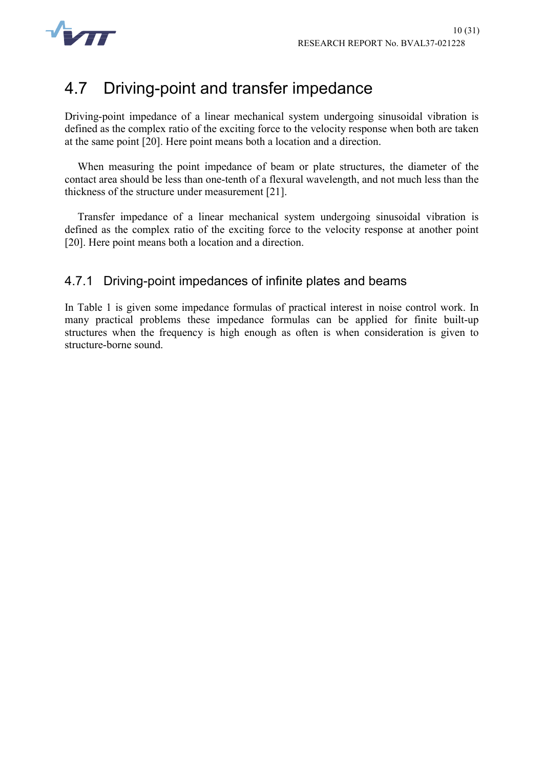## 4.7 Driving-point and transfer impedance

Driving-point impedance of a linear mechanical system undergoing sinusoidal vibration is defined as the complex ratio of the exciting force to the velocity response when both are taken at the same point [20]. Here point means both a location and a direction.

When measuring the point impedance of beam or plate structures, the diameter of the contact area should be less than one-tenth of a flexural wavelength, and not much less than the thickness of the structure under measurement [21].

Transfer impedance of a linear mechanical system undergoing sinusoidal vibration is defined as the complex ratio of the exciting force to the velocity response at another point [20]. Here point means both a location and a direction.

### 4.7.1 Driving-point impedances of infinite plates and beams

In Table 1 is given some impedance formulas of practical interest in noise control work. In many practical problems these impedance formulas can be applied for finite built-up structures when the frequency is high enough as often is when consideration is given to structure-borne sound.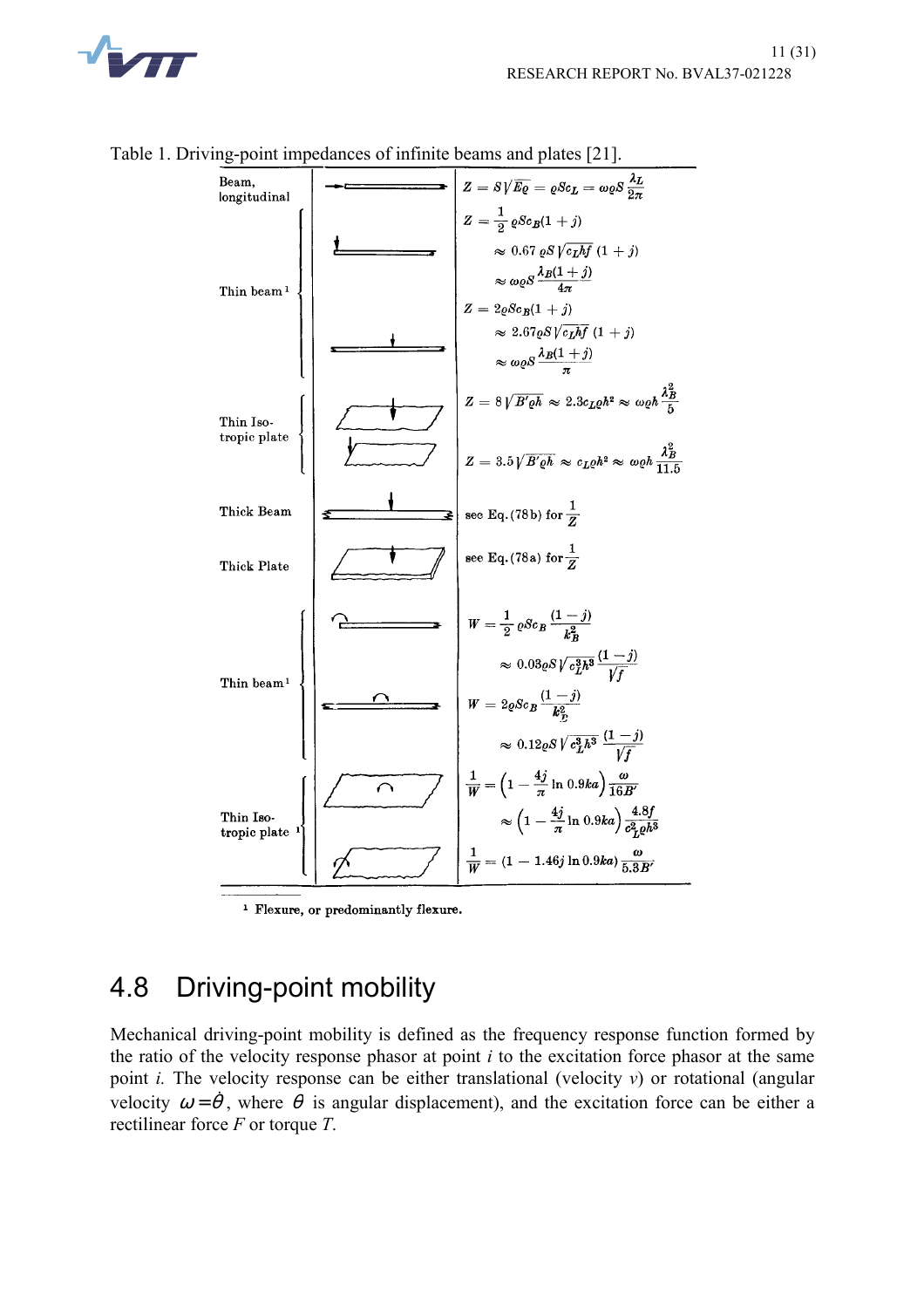Table 1. Driving-point impedances of infinite beams and plates [21].

| Configuration | | Impedance |
|---|---|---|
| Beam, longitudinal | | $Z = S\sqrt{E\varrho} = \varrho S c_L = \omega \varrho S \frac{\lambda_L}{2\pi}$ |
| Thin beam [1] | force at end | $Z = \frac{1}{2}\varrho S c_B (1+j) \approx 0.67\,\varrho S\sqrt{c_L h f}\,(1+j) \approx \omega \varrho S \frac{\lambda_B (1+j)}{4\pi}$ |
| | force at middle | $Z = 2\varrho S c_B (1+j) \approx 2.67 \varrho S \sqrt{c_L h f}\,(1+j) \approx \omega \varrho S \frac{\lambda_B (1+j)}{\pi}$ |
| Thin Isotropic plate | force at middle | $Z = 8\sqrt{B'\varrho h} \approx 2.3 c_L \varrho h^2 \approx \omega \varrho h \frac{\lambda_B^2}{5}$ |
| | force at edge | $Z = 3.5\sqrt{B'\varrho h} \approx c_L \varrho h^2 \approx \omega \varrho h \frac{\lambda_B^2}{11.5}$ |
| Thick Beam | | see Eq. (78b) for $\frac{1}{Z}$ |
| Thick Plate | | see Eq. (78a) for $\frac{1}{Z}$ |
| Thin beam [1] | moment at end | $W = \frac{1}{2}\varrho S c_B \frac{(1-j)}{k_B^2} \approx 0.03 \varrho S \sqrt{c_L^3 h^3}\,\frac{(1-j)}{\sqrt{f}}$ |
| | moment at middle | $W = 2\varrho S c_B \frac{(1-j)}{k_B^2} \approx 0.12 \varrho S \sqrt{c_L^3 h^3}\,\frac{(1-j)}{\sqrt{f}}$ |
| Thin Isotropic plate [1] | moment at middle | $\frac{1}{W} = \left(1 - \frac{4j}{\pi}\ln 0.9ka\right)\frac{\omega}{16B'} \approx \left(1 - \frac{4j}{\pi}\ln 0.9ka\right)\frac{4.8f}{c_L^2 \varrho h^3}$ |
| | moment at edge | $\frac{1}{W} = (1 - 1.46j \ln 0.9ka)\frac{\omega}{5.3B'}$ |

[1] Flexure, or predominantly flexure.

## 4.8 Driving-point mobility

Mechanical driving-point mobility is defined as the frequency response function formed by the ratio of the velocity response phasor at point *i* to the excitation force phasor at the same point *i*. The velocity response can be either translational (velocity *v*) or rotational (angular velocity $\omega = \dot{\theta}$, where $\theta$ is angular displacement), and the excitation force can be either a rectilinear force *F* or torque *T*.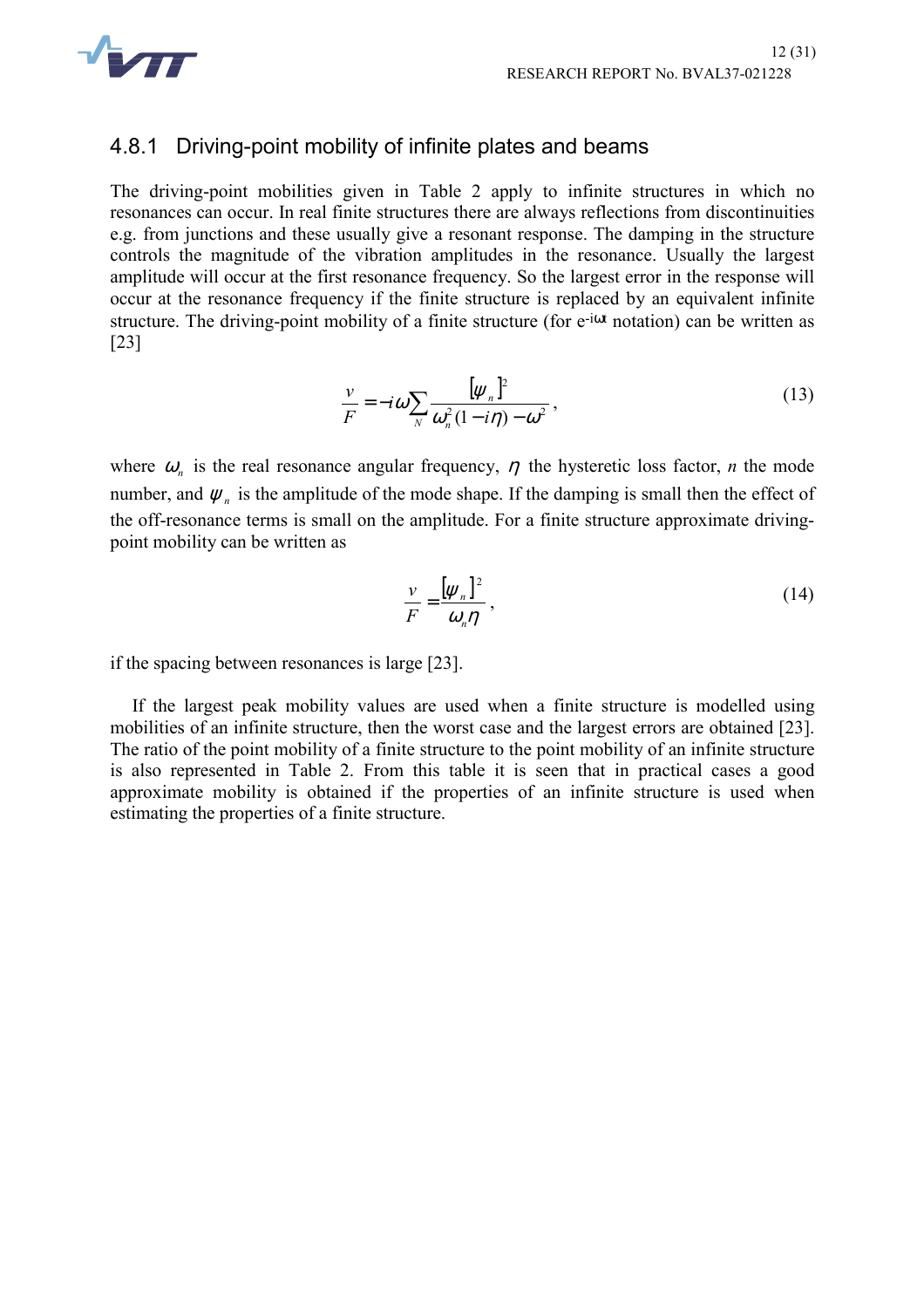### 4.8.1 Driving-point mobility of infinite plates and beams

The driving-point mobilities given in Table 2 apply to infinite structures in which no resonances can occur. In real finite structures there are always reflections from discontinuities e.g. from junctions and these usually give a resonant response. The damping in the structure controls the magnitude of the vibration amplitudes in the resonance. Usually the largest amplitude will occur at the first resonance frequency. So the largest error in the response will occur at the resonance frequency if the finite structure is replaced by an equivalent infinite structure. The driving-point mobility of a finite structure (for $e^{-i\omega t}$ notation) can be written as [23]

$$\frac{v}{F} = -i\omega \sum_{N} \frac{[\psi_n]^2}{\omega_n^2 (1 - i\eta) - \omega^2}, \tag{13}$$

where $\omega_n$ is the real resonance angular frequency, $\eta$ the hysteretic loss factor, *n* the mode number, and $\psi_n$ is the amplitude of the mode shape. If the damping is small then the effect of the off-resonance terms is small on the amplitude. For a finite structure approximate driving-point mobility can be written as

$$\frac{v}{F} = \frac{[\psi_n]^2}{\omega_n \eta}, \tag{14}$$

if the spacing between resonances is large [23].

If the largest peak mobility values are used when a finite structure is modelled using mobilities of an infinite structure, then the worst case and the largest errors are obtained [23]. The ratio of the point mobility of a finite structure to the point mobility of an infinite structure is also represented in Table 2. From this table it is seen that in practical cases a good approximate mobility is obtained if the properties of an infinite structure is used when estimating the properties of a finite structure.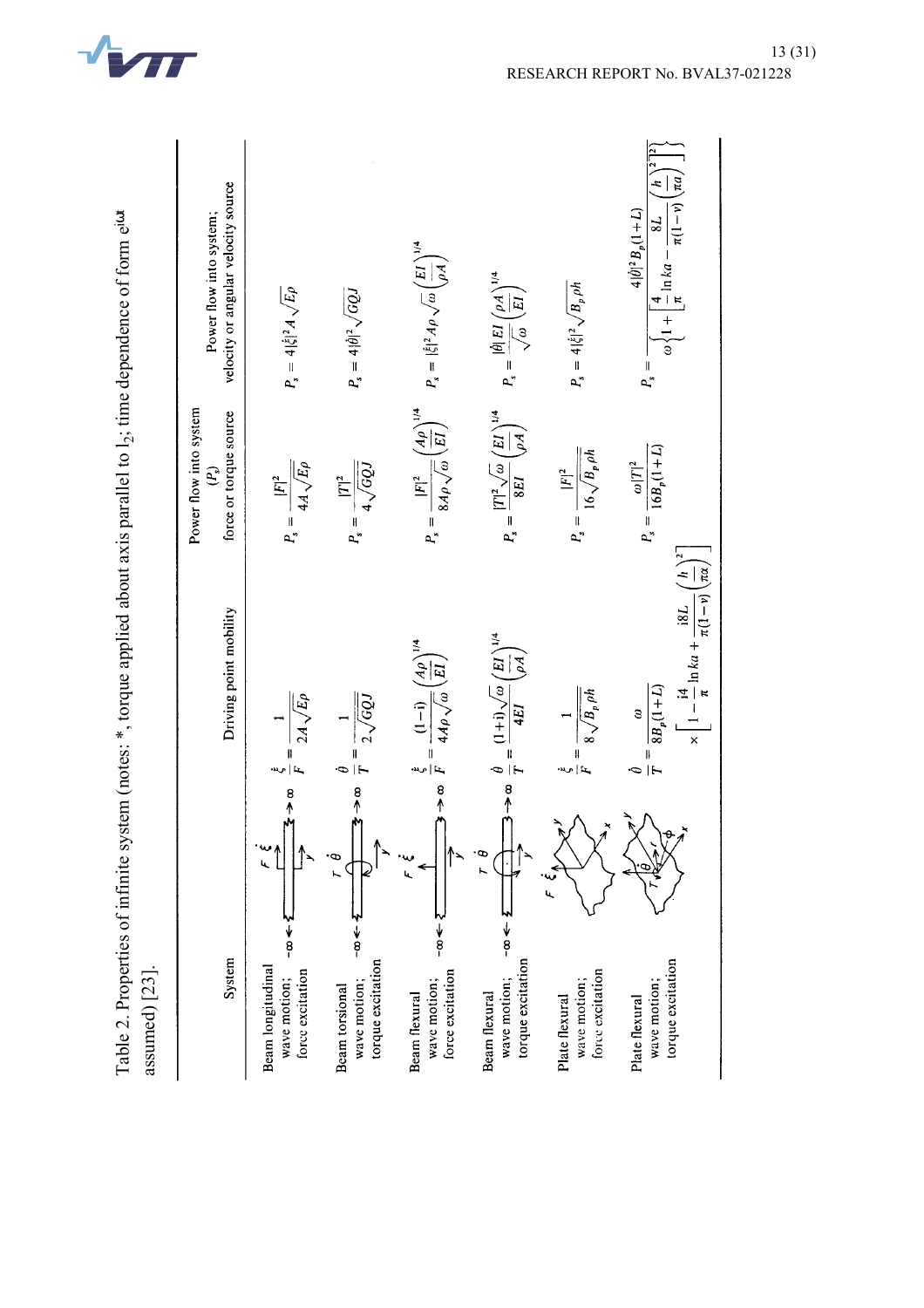Table 2. Properties of infinite system (notes: *, torque applied about axis parallel to $l_2$; time dependence of form $e^{i\omega t}$ assumed) [23].

| System | Driving point mobility | Power flow into system ($P_s$) force or torque source | Power flow into system; velocity or angular velocity source |
|---|---|---|---|
| Beam longitudinal wave motion; force excitation | $\dfrac{\dot{\xi}}{F} = \dfrac{1}{2A\sqrt{E\rho}}$ | $P_s = \dfrac{\|F\|^2}{4A\sqrt{E\rho}}$ | $P_s = 4\|\dot{\xi}\|^2 A\sqrt{E\rho}$ |
| Beam torsional wave motion; torque excitation | $\dfrac{\dot{\theta}}{T} = \dfrac{1}{2\sqrt{GQJ}}$ | $P_s = \dfrac{\|T\|^2}{4\sqrt{GQJ}}$ | $P_s = 4\|\dot{\theta}\|^2\sqrt{GQJ}$ |
| Beam flexural wave motion; force excitation | $\dfrac{\dot{\xi}}{F} = \dfrac{(1-i)}{4A\rho\sqrt{\omega}}\left(\dfrac{A\rho}{EI}\right)^{1/4}$ | $P_s = \dfrac{\|F\|^2}{8A\rho\sqrt{\omega}}\left(\dfrac{A\rho}{EI}\right)^{1/4}$ | $P_s = \|\dot{\xi}\|^2 A\rho\sqrt{\omega}\left(\dfrac{EI}{\rho A}\right)^{1/4}$ |
| Beam flexural wave motion; torque excitation | $\dfrac{\dot{\theta}}{T} = \dfrac{(1+i)\sqrt{\omega}}{4EI}\left(\dfrac{EI}{\rho A}\right)^{1/4}$ | $P_s = \dfrac{\|T\|^2\sqrt{\omega}}{8EI}\left(\dfrac{EI}{\rho A}\right)^{1/4}$ | $P_s = \dfrac{\|\dot{\theta}\|EI}{\sqrt{\omega}}\left(\dfrac{\rho A}{EI}\right)^{1/4}$ |
| Plate flexural wave motion; force excitation | $\dfrac{\dot{\xi}}{F} = \dfrac{1}{8\sqrt{B_p\rho h}}$ | $P_s = \dfrac{\|F\|^2}{16\sqrt{B_p\rho h}}$ | $P_s = 4\|\dot{\xi}\|^2\sqrt{B_p\rho h}$ |
| Plate flexural wave motion; torque excitation | $\dfrac{\dot{\theta}}{T} = \dfrac{\omega}{8B_p(1+L)} \times \left[1 - \dfrac{i4}{\pi}\ln ka + \dfrac{i8L}{\pi(1-\nu)}\left(\dfrac{h}{\pi\alpha}\right)^2\right]$ | $P_s = \dfrac{\omega\|T\|^2}{16B_p(1+L)}$ | $P_s = \dfrac{4\|\dot{\theta}\|^2 B_p(1+L)}{\omega\left\{1+\left[\dfrac{4}{\pi}\ln ka - \dfrac{8L}{\pi(1-\nu)}\left(\dfrac{h}{\pi a}\right)^2\right]^2\right\}}$ |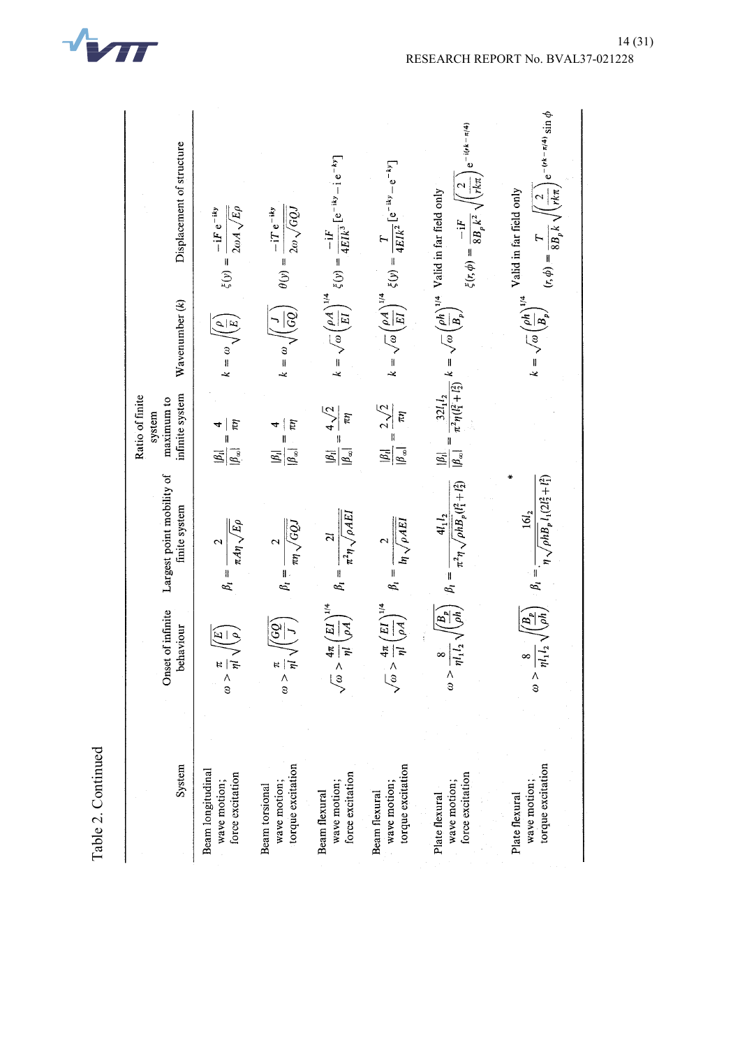Table 2. Continued

| System | Onset of infinite behaviour | Largest point mobility of finite system | Ratio of finite system maximum to infinite system | Wavenumber ($k$) | Displacement of structure |
|---|---|---|---|---|---|
| Beam longitudinal wave motion; force excitation | $\omega > \frac{\pi}{\eta l}\sqrt{\left(\frac{E}{\rho}\right)}$ | $\beta_l = \frac{2}{\pi A \eta \sqrt{E\rho}}$ | $\frac{\lvert\beta_l\rvert}{\lvert\beta_\infty\rvert} = \frac{4}{\pi\eta}$ | $k = \omega\sqrt{\left(\frac{\rho}{E}\right)}$ | $\xi(y) = \frac{-\mathrm{i}F\,\mathrm{e}^{-\mathrm{i}ky}}{2\omega A\sqrt{E\rho}}$ |
| Beam torsional wave motion; torque excitation | $\omega > \frac{\pi}{\eta l}\sqrt{\left(\frac{GQ}{J}\right)}$ | $\beta_l = \frac{2}{\pi\eta\sqrt{GQJ}}$ | $\frac{\lvert\beta_l\rvert}{\lvert\beta_\infty\rvert} = \frac{4}{\pi\eta}$ | $k = \omega\sqrt{\left(\frac{J}{GQ}\right)}$ | $\theta(y) = \frac{-\mathrm{i}T\,\mathrm{e}^{-\mathrm{i}ky}}{2\omega\sqrt{GQJ}}$ |
| Beam flexural wave motion; force excitation | $\sqrt{\omega} > \frac{4\pi}{\eta l}\left(\frac{EI}{\rho A}\right)^{1/4}$ | $\beta_l = \frac{2l}{\pi^2\eta\sqrt{\rho AEI}}$ | $\frac{\lvert\beta_l\rvert}{\lvert\beta_\infty\rvert} = \frac{4\sqrt{2}}{\pi\eta}$ | $k = \sqrt{\omega}\left(\frac{\rho A}{EI}\right)^{1/4}$ | $\xi(y) = \frac{-\mathrm{i}F}{4EIk^3}[\mathrm{e}^{-\mathrm{i}ky} - \mathrm{i}\,\mathrm{e}^{-ky}]$ |
| Beam flexural wave motion; torque excitation | $\sqrt{\omega} > \frac{4\pi}{\eta l}\left(\frac{EI}{\rho A}\right)^{1/4}$ | $\beta_l = \frac{2}{l\eta\sqrt{\rho AEI}}$ | $\frac{\lvert\beta_l\rvert}{\lvert\beta_\infty\rvert} = \frac{2\sqrt{2}}{\pi\eta}$ | $k = \sqrt{\omega}\left(\frac{\rho A}{EI}\right)^{1/4}$ | $\xi(y) = \frac{T}{4EIk^2}[\mathrm{e}^{-\mathrm{i}ky} - \mathrm{e}^{-ky}]$ |
| Plate flexural wave motion; force excitation | $\omega > \frac{8}{\eta l_1 l_2}\sqrt{\left(\frac{B_p}{\rho h}\right)}$ | $\beta_l = \frac{4l_1 l_2}{\pi^2\eta\sqrt{\rho h B_p}(l_1^2 + l_2^2)}$ | $\frac{\lvert\beta_l\rvert}{\lvert\beta_\infty\rvert} = \frac{32 l_1 l_2}{\pi^2\eta(l_1^2 + l_2^2)}$ | $k = \sqrt{\omega}\left(\frac{\rho h}{B_p}\right)^{1/4}$ | Valid in far field only $\xi(r,\phi) = \frac{-\mathrm{i}F}{8B_p k^2}\sqrt{\left(\frac{2}{rk\pi}\right)}\mathrm{e}^{-\mathrm{i}(rk-\pi/4)}$ |
| Plate flexural wave motion; torque excitation | $\omega > \frac{8}{\eta l_1 l_2}\sqrt{\left(\frac{B_p}{\rho h}\right)}$ | $\beta_l = \frac{16 l_2}{\eta\sqrt{\rho h B_p}\, l_1(2l_2^2 + l_1^2)}$ | * | $k = \sqrt{\omega}\left(\frac{\rho h}{B_p}\right)^{1/4}$ | Valid in far field only $(r,\phi) = \frac{T}{8B_p k}\sqrt{\left(\frac{2}{rk\pi}\right)}\mathrm{e}^{-(rk-\pi/4)}\sin\phi$ |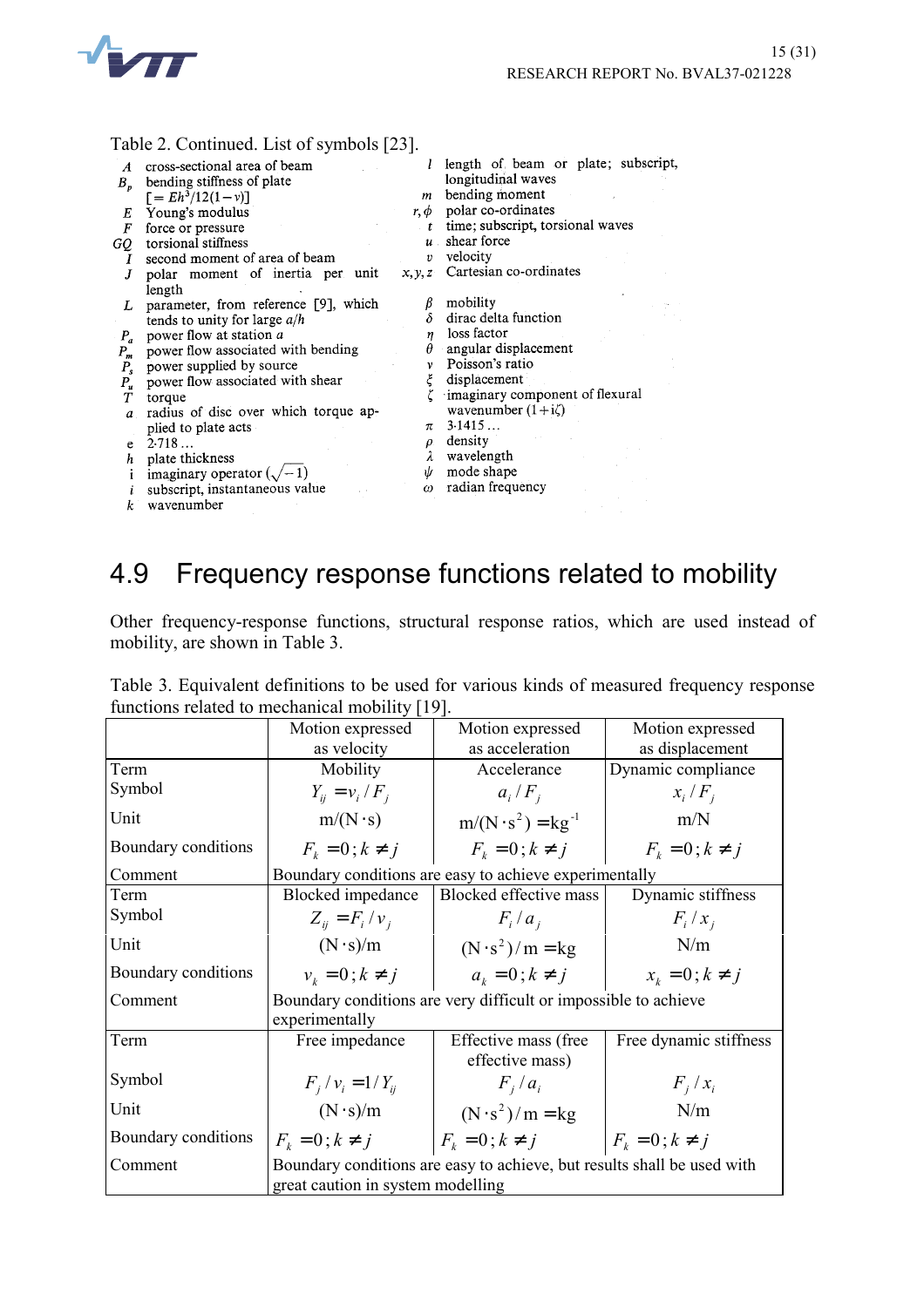Table 2. Continued. List of symbols [23].

| Symbol | Description |
|---|---|
| $A$ | cross-sectional area of beam |
| $B_p$ | bending stiffness of plate $[= Eh^3/12(1-\nu)]$ |
| $E$ | Young's modulus |
| $F$ | force or pressure |
| $GQ$ | torsional stiffness |
| $I$ | second moment of area of beam |
| $J$ | polar moment of inertia per unit length |
| $L$ | parameter, from reference [9], which tends to unity for large $a/h$ |
| $P_a$ | power flow at station $a$ |
| $P_m$ | power flow associated with bending |
| $P_s$ | power supplied by source |
| $P_u$ | power flow associated with shear |
| $T$ | torque |
| $a$ | radius of disc over which torque applied to plate acts |
| e | 2·718 ... |
| $h$ | plate thickness |
| i | imaginary operator $(\sqrt{-1})$ |
| $i$ | subscript, instantaneous value |
| $k$ | wavenumber |
| $l$ | length of beam or plate; subscript, longitudinal waves |
| $m$ | bending moment |
| $r, \phi$ | polar co-ordinates |
| $t$ | time; subscript, torsional waves |
| $u$ | shear force |
| $v$ | velocity |
| $x, y, z$ | Cartesian co-ordinates |
| $\beta$ | mobility |
| $\delta$ | dirac delta function |
| $\eta$ | loss factor |
| $\theta$ | angular displacement |
| $\nu$ | Poisson's ratio |
| $\xi$ | displacement |
| $\zeta$ | imaginary component of flexural wavenumber $(1+\mathrm{i}\zeta)$ |
| $\pi$ | 3·1415 ... |
| $\rho$ | density |
| $\lambda$ | wavelength |
| $\psi$ | mode shape |
| $\omega$ | radian frequency |

## 4.9 Frequency response functions related to mobility

Other frequency-response functions, structural response ratios, which are used instead of mobility, are shown in Table 3.

Table 3. Equivalent definitions to be used for various kinds of measured frequency response functions related to mechanical mobility [19].

| | Motion expressed as velocity | Motion expressed as acceleration | Motion expressed as displacement |
|---|---|---|---|
| Term | Mobility | Accelerance | Dynamic compliance |
| Symbol | $Y_{ij} = v_i / F_j$ | $a_i / F_j$ | $x_i / F_j$ |
| Unit | $\mathrm{m/(N \cdot s)}$ | $\mathrm{m/(N \cdot s^2)} = \mathrm{kg}^{-1}$ | m/N |
| Boundary conditions | $F_k = 0; k \neq j$ | $F_k = 0; k \neq j$ | $F_k = 0; k \neq j$ |
| Comment | Boundary conditions are easy to achieve experimentally | | |
| Term | Blocked impedance | Blocked effective mass | Dynamic stiffness |
| Symbol | $Z_{ij} = F_i / v_j$ | $F_i / a_j$ | $F_i / x_j$ |
| Unit | $\mathrm{(N \cdot s)/m}$ | $\mathrm{(N \cdot s^2)/m} = \mathrm{kg}$ | N/m |
| Boundary conditions | $v_k = 0; k \neq j$ | $a_k = 0; k \neq j$ | $x_k = 0; k \neq j$ |
| Comment | Boundary conditions are very difficult or impossible to achieve experimentally | | |
| Term | Free impedance | Effective mass (free effective mass) | Free dynamic stiffness |
| Symbol | $F_j / v_i = 1/Y_{ij}$ | $F_j / a_i$ | $F_j / x_i$ |
| Unit | $\mathrm{(N \cdot s)/m}$ | $\mathrm{(N \cdot s^2)/m} = \mathrm{kg}$ | N/m |
| Boundary conditions | $F_k = 0; k \neq j$ | $F_k = 0; k \neq j$ | $F_k = 0; k \neq j$ |
| Comment | Boundary conditions are easy to achieve, but results shall be used with great caution in system modelling | | |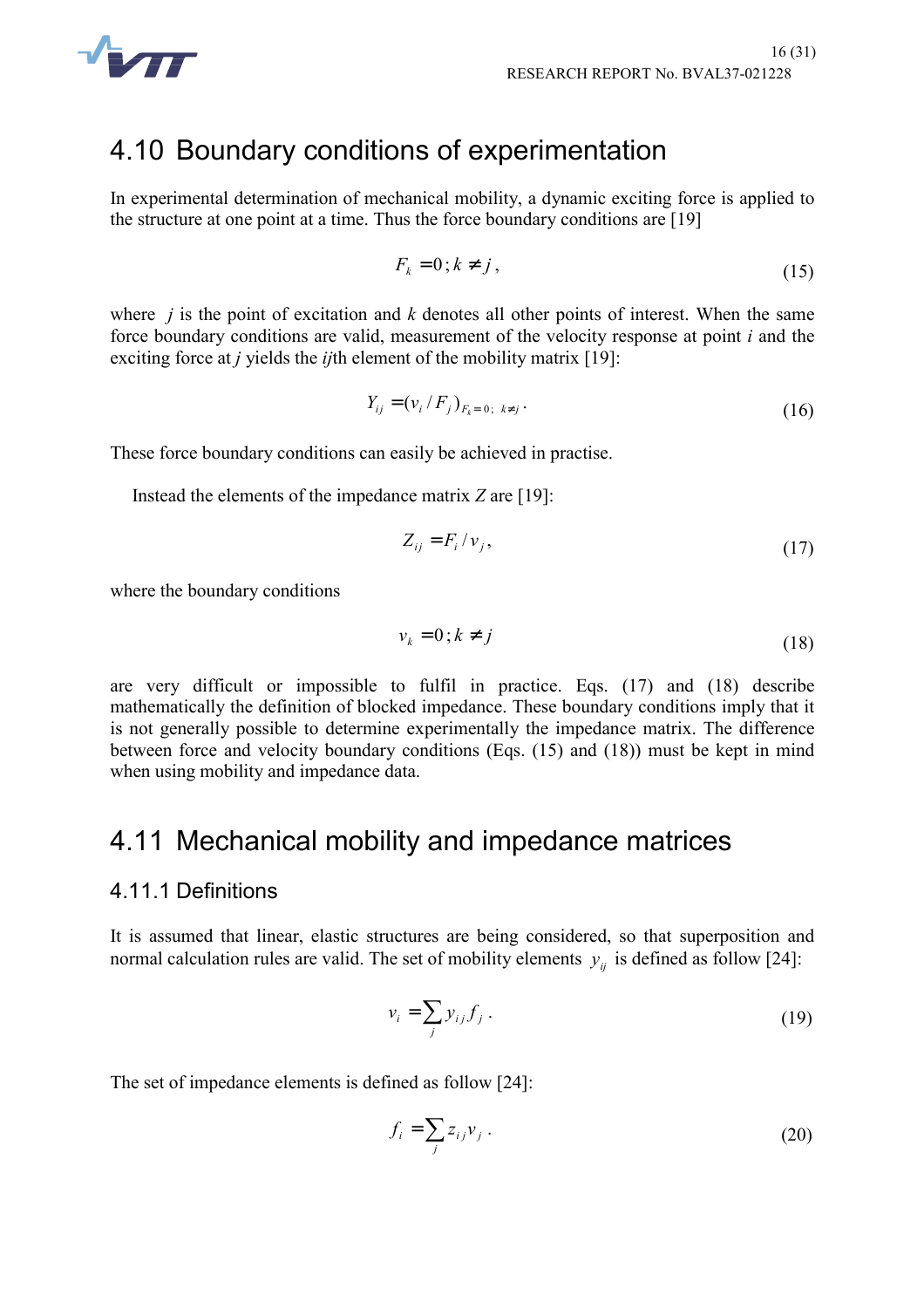## 4.10 Boundary conditions of experimentation

In experimental determination of mechanical mobility, a dynamic exciting force is applied to the structure at one point at a time. Thus the force boundary conditions are [19]

$$F_k = 0 \, ; k \neq j \, , \tag{15}$$

where $j$ is the point of excitation and $k$ denotes all other points of interest. When the same force boundary conditions are valid, measurement of the velocity response at point $i$ and the exciting force at $j$ yields the $ij$th element of the mobility matrix [19]:

$$Y_{ij} = (v_i / F_j)_{F_k = 0; \; k \neq j} \, . \tag{16}$$

These force boundary conditions can easily be achieved in practise.

Instead the elements of the impedance matrix $Z$ are [19]:

$$Z_{ij} = F_i / v_j \, , \tag{17}$$

where the boundary conditions

$$v_k = 0 \, ; k \neq j \tag{18}$$

are very difficult or impossible to fulfil in practice. Eqs. (17) and (18) describe mathematically the definition of blocked impedance. These boundary conditions imply that it is not generally possible to determine experimentally the impedance matrix. The difference between force and velocity boundary conditions (Eqs. (15) and (18)) must be kept in mind when using mobility and impedance data.

## 4.11 Mechanical mobility and impedance matrices

### 4.11.1 Definitions

It is assumed that linear, elastic structures are being considered, so that superposition and normal calculation rules are valid. The set of mobility elements $y_{ij}$ is defined as follow [24]:

$$v_i = \sum_j y_{ij} f_j \, . \tag{19}$$

The set of impedance elements is defined as follow [24]:

$$f_i = \sum_j z_{ij} v_j \, . \tag{20}$$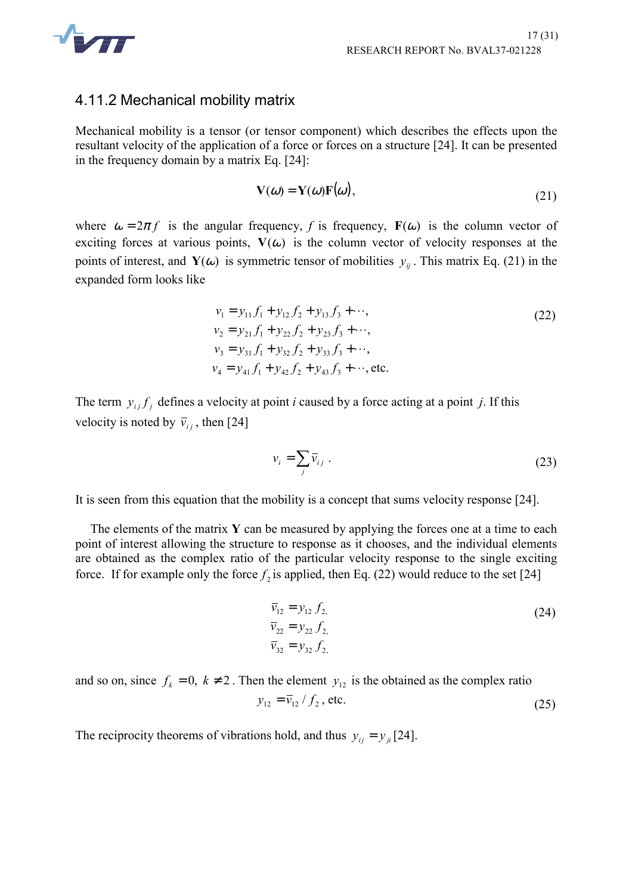### 4.11.2 Mechanical mobility matrix

Mechanical mobility is a tensor (or tensor component) which describes the effects upon the resultant velocity of the application of a force or forces on a structure [24]. It can be presented in the frequency domain by a matrix Eq. [24]:

$$\mathbf{V}(\omega) = \mathbf{Y}(\omega)\mathbf{F}(\omega), \tag{21}$$

where $\omega = 2\pi f$ is the angular frequency, $f$ is frequency, $\mathbf{F}(\omega)$ is the column vector of exciting forces at various points, $\mathbf{V}(\omega)$ is the column vector of velocity responses at the points of interest, and $\mathbf{Y}(\omega)$ is symmetric tensor of mobilities $y_{ij}$. This matrix Eq. (21) in the expanded form looks like

$$\begin{aligned}
v_1 &= y_{11} f_1 + y_{12} f_2 + y_{13} f_3 + \cdots, \\
v_2 &= y_{21} f_1 + y_{22} f_2 + y_{23} f_3 + \cdots, \\
v_3 &= y_{31} f_1 + y_{32} f_2 + y_{33} f_3 + \cdots, \\
v_4 &= y_{41} f_1 + y_{42} f_2 + y_{43} f_3 + \cdots, \text{etc.}
\end{aligned} \tag{22}$$

The term $y_{ij} f_j$ defines a velocity at point *i* caused by a force acting at a point *j*. If this velocity is noted by $\bar{v}_{ij}$, then [24]

$$v_i = \sum_j \bar{v}_{ij} \,. \tag{23}$$

It is seen from this equation that the mobility is a concept that sums velocity response [24].

The elements of the matrix **Y** can be measured by applying the forces one at a time to each point of interest allowing the structure to response as it chooses, and the individual elements are obtained as the complex ratio of the particular velocity response to the single exciting force. If for example only the force $f_2$ is applied, then Eq. (22) would reduce to the set [24]

$$\begin{aligned}
\bar{v}_{12} &= y_{12} f_{2,} \\
\bar{v}_{22} &= y_{22} f_{2,} \\
\bar{v}_{32} &= y_{32} f_{2,}
\end{aligned} \tag{24}$$

and so on, since $f_k = 0,\ k \neq 2$. Then the element $y_{12}$ is the obtained as the complex ratio

$$y_{12} = \bar{v}_{12} / f_2 \text{, etc.} \tag{25}$$

The reciprocity theorems of vibrations hold, and thus $y_{ij} = y_{ji}$ [24].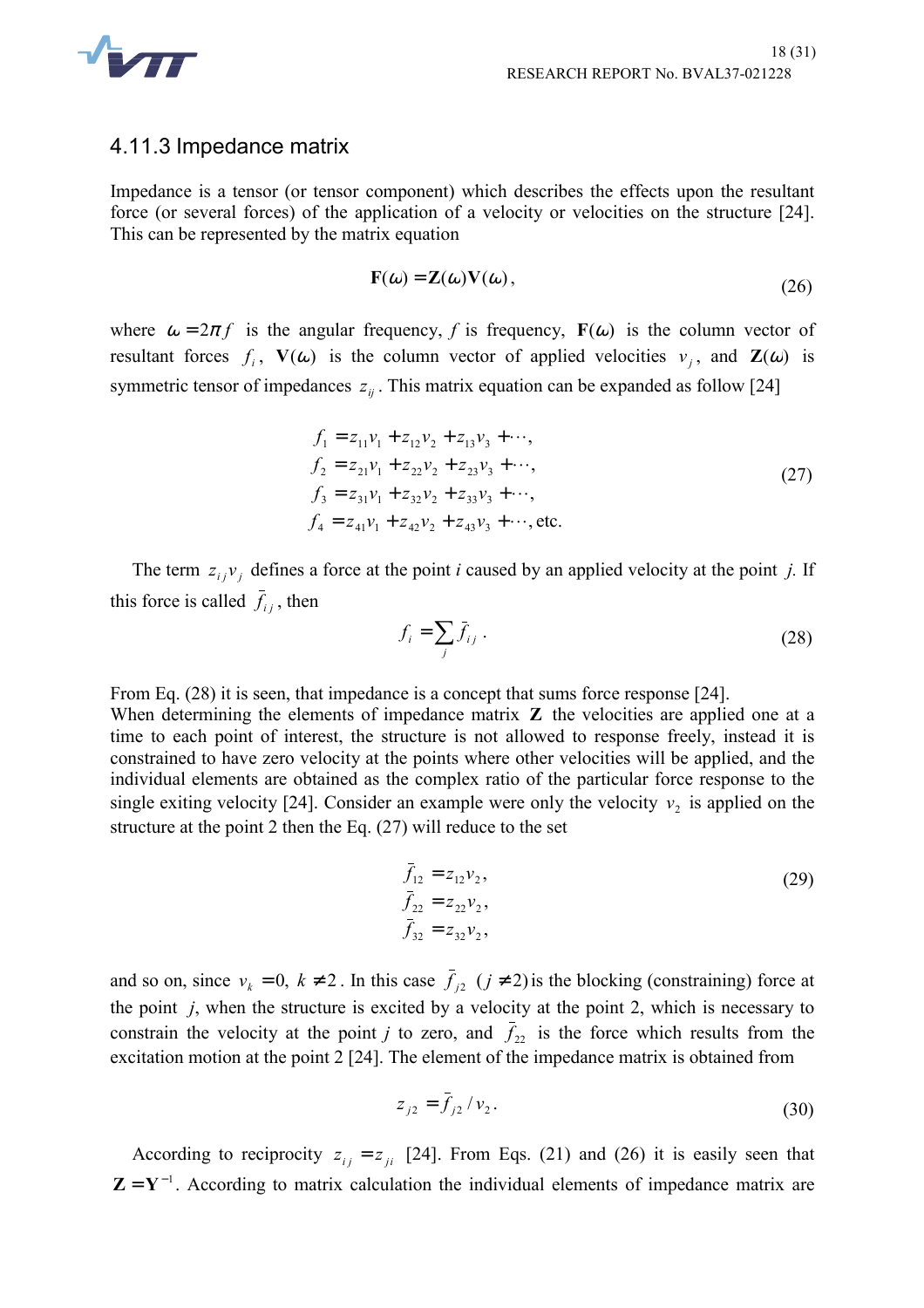### 4.11.3 Impedance matrix

Impedance is a tensor (or tensor component) which describes the effects upon the resultant force (or several forces) of the application of a velocity or velocities on the structure [24]. This can be represented by the matrix equation

$$\mathbf{F}(\omega) = \mathbf{Z}(\omega)\mathbf{V}(\omega), \tag{26}$$

where $\omega = 2\pi f$ is the angular frequency, $f$ is frequency, $\mathbf{F}(\omega)$ is the column vector of resultant forces $f_i$, $\mathbf{V}(\omega)$ is the column vector of applied velocities $v_j$, and $\mathbf{Z}(\omega)$ is symmetric tensor of impedances $z_{ij}$. This matrix equation can be expanded as follow [24]

$$\begin{aligned}
f_1 &= z_{11}v_1 + z_{12}v_2 + z_{13}v_3 + \cdots, \\
f_2 &= z_{21}v_1 + z_{22}v_2 + z_{23}v_3 + \cdots, \\
f_3 &= z_{31}v_1 + z_{32}v_2 + z_{33}v_3 + \cdots, \\
f_4 &= z_{41}v_1 + z_{42}v_2 + z_{43}v_3 + \cdots, \text{etc.}
\end{aligned} \tag{27}$$

The term $z_{ij}v_j$ defines a force at the point *i* caused by an applied velocity at the point *j*. If this force is called $\bar{f}_{ij}$, then

$$f_i = \sum_j \bar{f}_{ij} \,. \tag{28}$$

From Eq. (28) it is seen, that impedance is a concept that sums force response [24].
When determining the elements of impedance matrix $\mathbf{Z}$ the velocities are applied one at a time to each point of interest, the structure is not allowed to response freely, instead it is constrained to have zero velocity at the points where other velocities will be applied, and the individual elements are obtained as the complex ratio of the particular force response to the single exiting velocity [24]. Consider an example were only the velocity $v_2$ is applied on the structure at the point 2 then the Eq. (27) will reduce to the set

$$\begin{aligned}
\bar{f}_{12} &= z_{12}v_2, \\
\bar{f}_{22} &= z_{22}v_2, \\
\bar{f}_{32} &= z_{32}v_2,
\end{aligned} \tag{29}$$

and so on, since $v_k = 0,\ k \neq 2$. In this case $\bar{f}_{j2}$ $(j \neq 2)$ is the blocking (constraining) force at the point *j*, when the structure is excited by a velocity at the point 2, which is necessary to constrain the velocity at the point *j* to zero, and $\bar{f}_{22}$ is the force which results from the excitation motion at the point 2 [24]. The element of the impedance matrix is obtained from

$$z_{j2} = \bar{f}_{j2} / v_2 \,. \tag{30}$$

According to reciprocity $z_{ij} = z_{ji}$ [24]. From Eqs. (21) and (26) it is easily seen that $\mathbf{Z} = \mathbf{Y}^{-1}$. According to matrix calculation the individual elements of impedance matrix are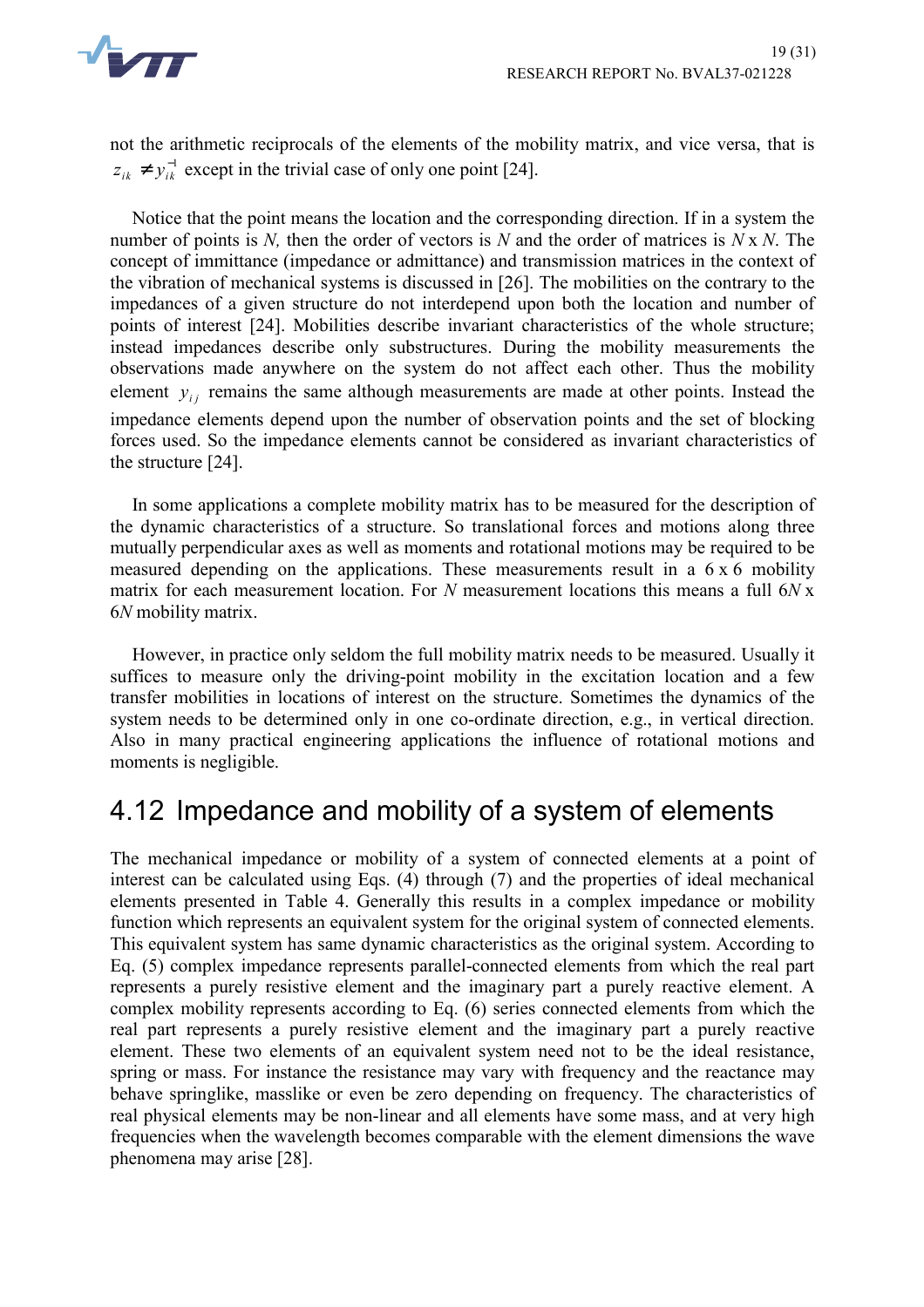not the arithmetic reciprocals of the elements of the mobility matrix, and vice versa, that is $z_{ik} \neq y_{ik}^{-1}$ except in the trivial case of only one point [24].

Notice that the point means the location and the corresponding direction. If in a system the number of points is *N,* then the order of vectors is *N* and the order of matrices is *N* x *N*. The concept of immittance (impedance or admittance) and transmission matrices in the context of the vibration of mechanical systems is discussed in [26]. The mobilities on the contrary to the impedances of a given structure do not interdepend upon both the location and number of points of interest [24]. Mobilities describe invariant characteristics of the whole structure; instead impedances describe only substructures. During the mobility measurements the observations made anywhere on the system do not affect each other. Thus the mobility element $y_{ij}$ remains the same although measurements are made at other points. Instead the impedance elements depend upon the number of observation points and the set of blocking forces used. So the impedance elements cannot be considered as invariant characteristics of the structure [24].

In some applications a complete mobility matrix has to be measured for the description of the dynamic characteristics of a structure. So translational forces and motions along three mutually perpendicular axes as well as moments and rotational motions may be required to be measured depending on the applications. These measurements result in a 6 x 6 mobility matrix for each measurement location. For *N* measurement locations this means a full 6*N* x 6*N* mobility matrix.

However, in practice only seldom the full mobility matrix needs to be measured. Usually it suffices to measure only the driving-point mobility in the excitation location and a few transfer mobilities in locations of interest on the structure. Sometimes the dynamics of the system needs to be determined only in one co-ordinate direction, e.g., in vertical direction. Also in many practical engineering applications the influence of rotational motions and moments is negligible.

## 4.12 Impedance and mobility of a system of elements

The mechanical impedance or mobility of a system of connected elements at a point of interest can be calculated using Eqs. (4) through (7) and the properties of ideal mechanical elements presented in Table 4. Generally this results in a complex impedance or mobility function which represents an equivalent system for the original system of connected elements. This equivalent system has same dynamic characteristics as the original system. According to Eq. (5) complex impedance represents parallel-connected elements from which the real part represents a purely resistive element and the imaginary part a purely reactive element. A complex mobility represents according to Eq. (6) series connected elements from which the real part represents a purely resistive element and the imaginary part a purely reactive element. These two elements of an equivalent system need not to be the ideal resistance, spring or mass. For instance the resistance may vary with frequency and the reactance may behave springlike, masslike or even be zero depending on frequency. The characteristics of real physical elements may be non-linear and all elements have some mass, and at very high frequencies when the wavelength becomes comparable with the element dimensions the wave phenomena may arise [28].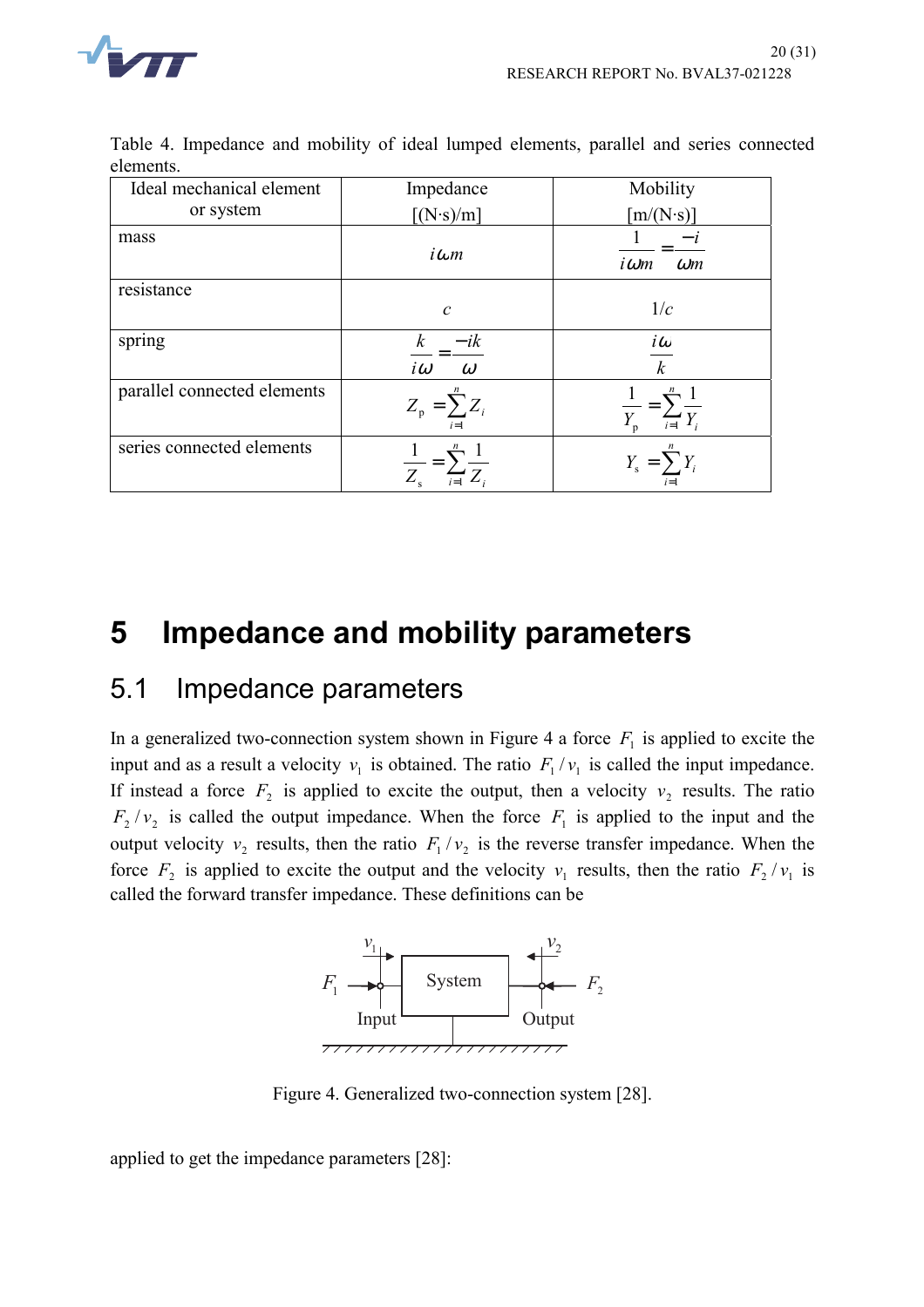Table 4. Impedance and mobility of ideal lumped elements, parallel and series connected elements.

| Ideal mechanical element or system | Impedance [(N·s)/m] | Mobility [m/(N·s)] |
|---|---|---|
| mass | $i\omega m$ | $\dfrac{1}{i\omega m} = \dfrac{-i}{\omega m}$ |
| resistance | $c$ | $1/c$ |
| spring | $\dfrac{k}{i\omega} = \dfrac{-ik}{\omega}$ | $\dfrac{i\omega}{k}$ |
| parallel connected elements | $Z_{\mathrm{p}} = \sum_{i=1}^{n} Z_i$ | $\dfrac{1}{Y_{\mathrm{p}}} = \sum_{i=1}^{n} \dfrac{1}{Y_i}$ |
| series connected elements | $\dfrac{1}{Z_{\mathrm{s}}} = \sum_{i=1}^{n} \dfrac{1}{Z_i}$ | $Y_{\mathrm{s}} = \sum_{i=1}^{n} Y_i$ |

# 5 Impedance and mobility parameters

## 5.1 Impedance parameters

In a generalized two-connection system shown in Figure 4 a force $F_1$ is applied to excite the input and as a result a velocity $v_1$ is obtained. The ratio $F_1/v_1$ is called the input impedance. If instead a force $F_2$ is applied to excite the output, then a velocity $v_2$ results. The ratio $F_2/v_2$ is called the output impedance. When the force $F_1$ is applied to the input and the output velocity $v_2$ results, then the ratio $F_1/v_2$ is the reverse transfer impedance. When the force $F_2$ is applied to excite the output and the velocity $v_1$ results, then the ratio $F_2/v_1$ is called the forward transfer impedance. These definitions can be

Figure 4. Generalized two-connection system [28].

applied to get the impedance parameters [28]: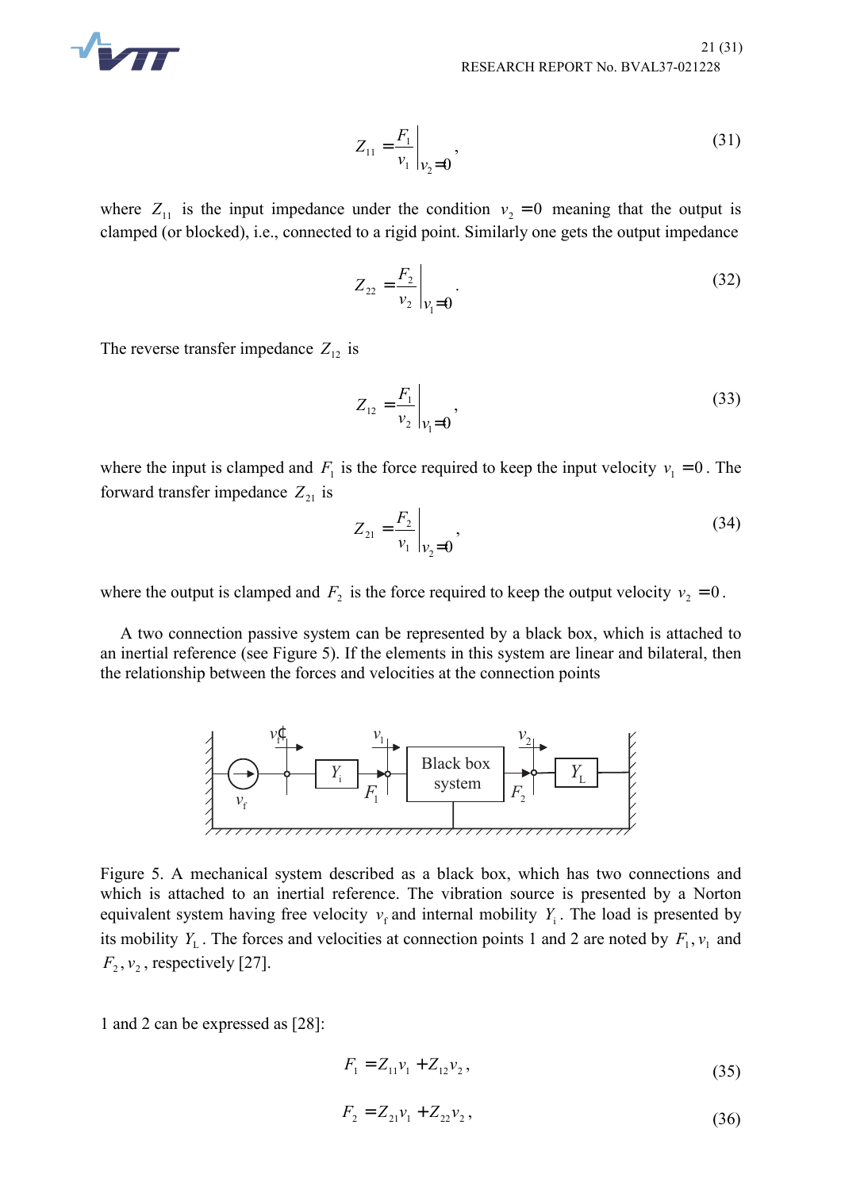$$Z_{11} = \left.\frac{F_1}{v_1}\right|_{v_2=0}, \tag{31}$$

where $Z_{11}$ is the input impedance under the condition $v_2 = 0$ meaning that the output is clamped (or blocked), i.e., connected to a rigid point. Similarly one gets the output impedance

$$Z_{22} = \left.\frac{F_2}{v_2}\right|_{v_1=0}. \tag{32}$$

The reverse transfer impedance $Z_{12}$ is

$$Z_{12} = \left.\frac{F_1}{v_2}\right|_{v_1=0}, \tag{33}$$

where the input is clamped and $F_1$ is the force required to keep the input velocity $v_1 = 0$. The forward transfer impedance $Z_{21}$ is

$$Z_{21} = \left.\frac{F_2}{v_1}\right|_{v_2=0}, \tag{34}$$

where the output is clamped and $F_2$ is the force required to keep the output velocity $v_2 = 0$.

A two connection passive system can be represented by a black box, which is attached to an inertial reference (see Figure 5). If the elements in this system are linear and bilateral, then the relationship between the forces and velocities at the connection points

Figure 5. A mechanical system described as a black box, which has two connections and which is attached to an inertial reference. The vibration source is presented by a Norton equivalent system having free velocity $v_f$ and internal mobility $Y_i$. The load is presented by its mobility $Y_L$. The forces and velocities at connection points 1 and 2 are noted by $F_1, v_1$ and $F_2, v_2$, respectively [27].

1 and 2 can be expressed as [28]:

$$F_1 = Z_{11} v_1 + Z_{12} v_2, \tag{35}$$

$$F_2 = Z_{21} v_1 + Z_{22} v_2, \tag{36}$$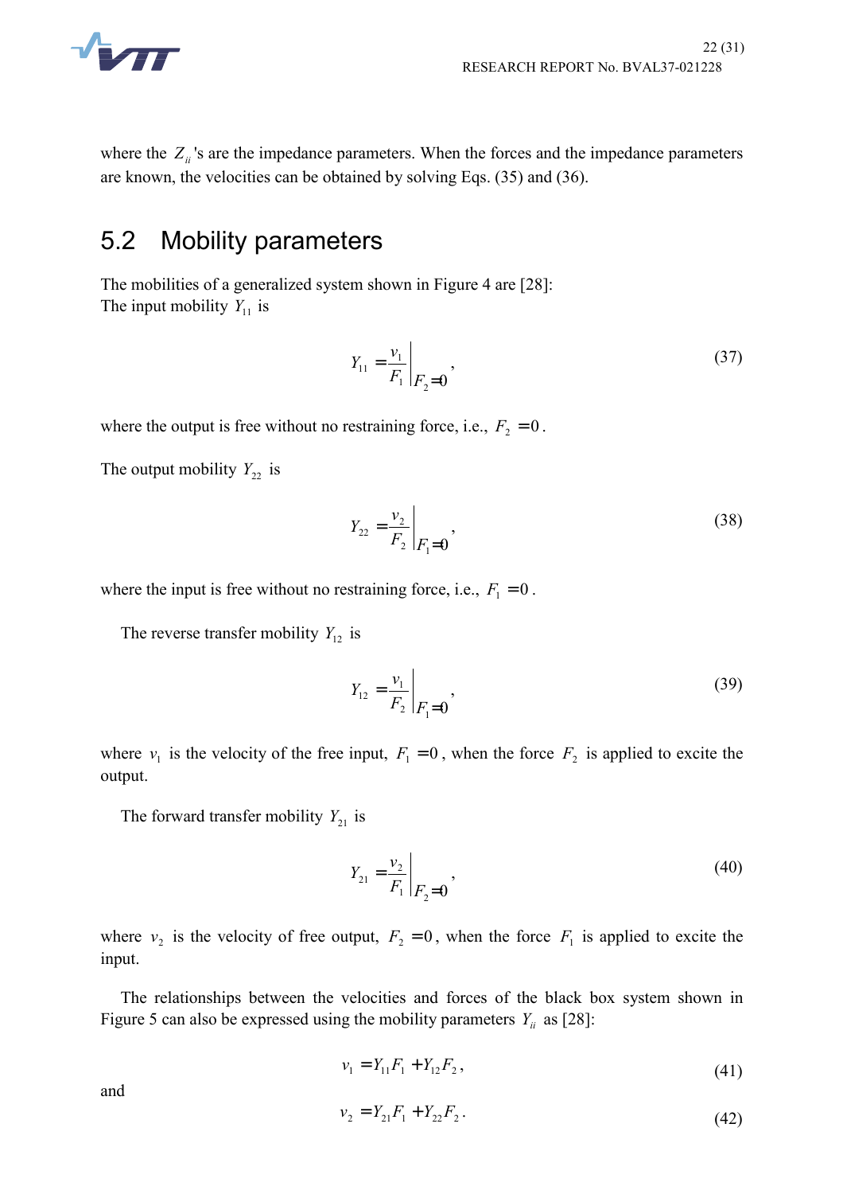where the $Z_{ii}$'s are the impedance parameters. When the forces and the impedance parameters are known, the velocities can be obtained by solving Eqs. (35) and (36).

## 5.2 Mobility parameters

The mobilities of a generalized system shown in Figure 4 are [28]:
The input mobility $Y_{11}$ is

$$Y_{11} = \left. \frac{v_1}{F_1} \right|_{F_2 = 0}, \tag{37}$$

where the output is free without no restraining force, i.e., $F_2 = 0$.

The output mobility $Y_{22}$ is

$$Y_{22} = \left. \frac{v_2}{F_2} \right|_{F_1 = 0}, \tag{38}$$

where the input is free without no restraining force, i.e., $F_1 = 0$.

The reverse transfer mobility $Y_{12}$ is

$$Y_{12} = \left. \frac{v_1}{F_2} \right|_{F_1 = 0}, \tag{39}$$

where $v_1$ is the velocity of the free input, $F_1 = 0$, when the force $F_2$ is applied to excite the output.

The forward transfer mobility $Y_{21}$ is

$$Y_{21} = \left. \frac{v_2}{F_1} \right|_{F_2 = 0}, \tag{40}$$

where $v_2$ is the velocity of free output, $F_2 = 0$, when the force $F_1$ is applied to excite the input.

The relationships between the velocities and forces of the black box system shown in Figure 5 can also be expressed using the mobility parameters $Y_{ii}$ as [28]:

$$v_1 = Y_{11} F_1 + Y_{12} F_2, \tag{41}$$

and

$$v_2 = Y_{21} F_1 + Y_{22} F_2. \tag{42}$$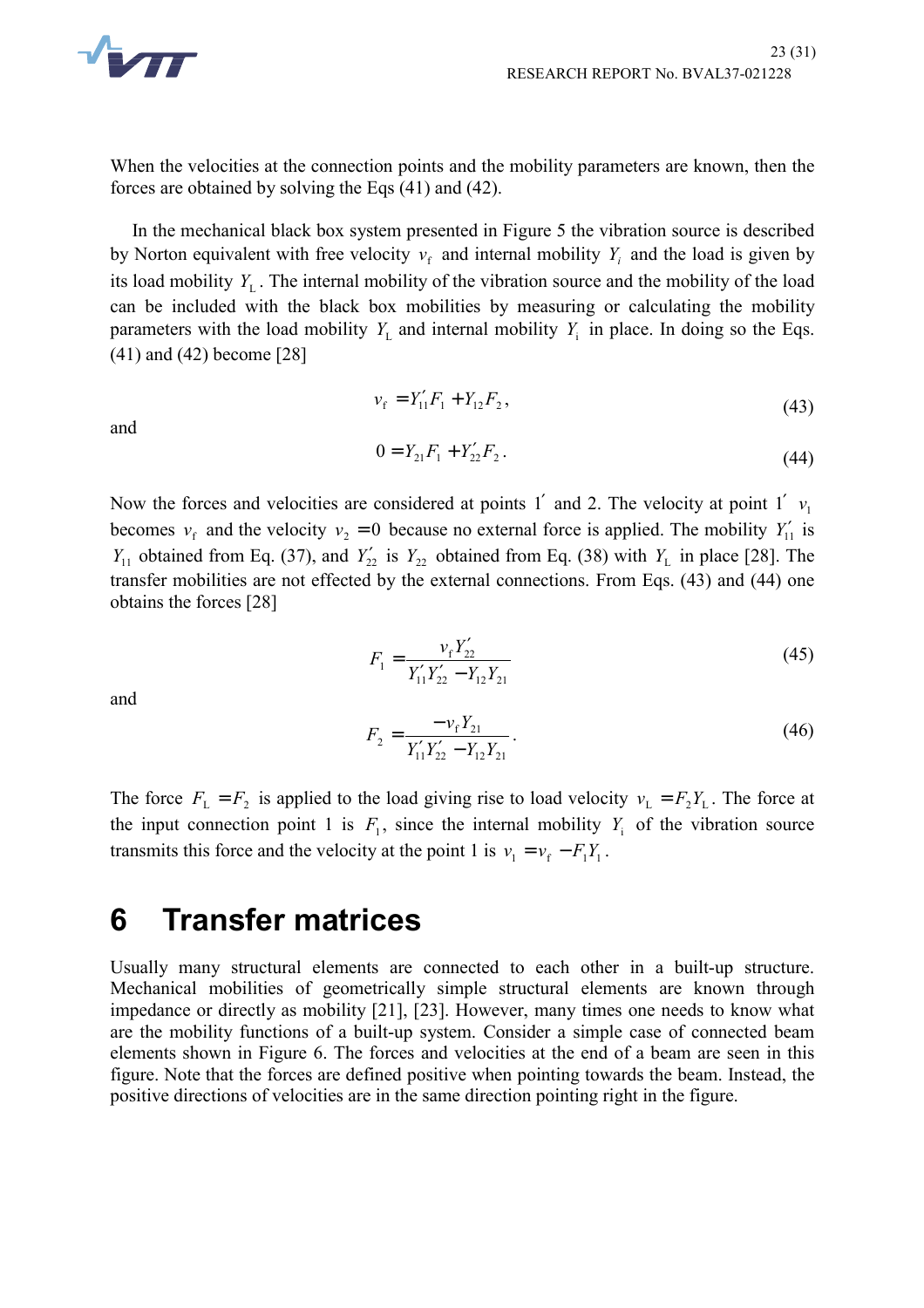When the velocities at the connection points and the mobility parameters are known, then the forces are obtained by solving the Eqs (41) and (42).

In the mechanical black box system presented in Figure 5 the vibration source is described by Norton equivalent with free velocity $v_\mathrm{f}$ and internal mobility $Y_i$ and the load is given by its load mobility $Y_\mathrm{L}$. The internal mobility of the vibration source and the mobility of the load can be included with the black box mobilities by measuring or calculating the mobility parameters with the load mobility $Y_\mathrm{L}$ and internal mobility $Y_\mathrm{i}$ in place. In doing so the Eqs. (41) and (42) become [28]

$$v_\mathrm{f} = Y'_{11}F_1 + Y_{12}F_2, \tag{43}$$

and

$$0 = Y_{21}F_1 + Y'_{22}F_2. \tag{44}$$

Now the forces and velocities are considered at points 1′ and 2. The velocity at point 1′ $v_1$ becomes $v_\mathrm{f}$ and the velocity $v_2 = 0$ because no external force is applied. The mobility $Y'_{11}$ is $Y_{11}$ obtained from Eq. (37), and $Y'_{22}$ is $Y_{22}$ obtained from Eq. (38) with $Y_\mathrm{L}$ in place [28]. The transfer mobilities are not effected by the external connections. From Eqs. (43) and (44) one obtains the forces [28]

$$F_1 = \frac{v_\mathrm{f} Y'_{22}}{Y'_{11}Y'_{22} - Y_{12}Y_{21}} \tag{45}$$

and

$$F_2 = \frac{-v_\mathrm{f} Y_{21}}{Y'_{11}Y'_{22} - Y_{12}Y_{21}}. \tag{46}$$

The force $F_\mathrm{L} = F_2$ is applied to the load giving rise to load velocity $v_\mathrm{L} = F_2 Y_\mathrm{L}$. The force at the input connection point 1 is $F_1$, since the internal mobility $Y_\mathrm{i}$ of the vibration source transmits this force and the velocity at the point 1 is $v_1 = v_\mathrm{f} - F_1 Y_\mathrm{i}$.

# 6 Transfer matrices

Usually many structural elements are connected to each other in a built-up structure. Mechanical mobilities of geometrically simple structural elements are known through impedance or directly as mobility [21], [23]. However, many times one needs to know what are the mobility functions of a built-up system. Consider a simple case of connected beam elements shown in Figure 6. The forces and velocities at the end of a beam are seen in this figure. Note that the forces are defined positive when pointing towards the beam. Instead, the positive directions of velocities are in the same direction pointing right in the figure.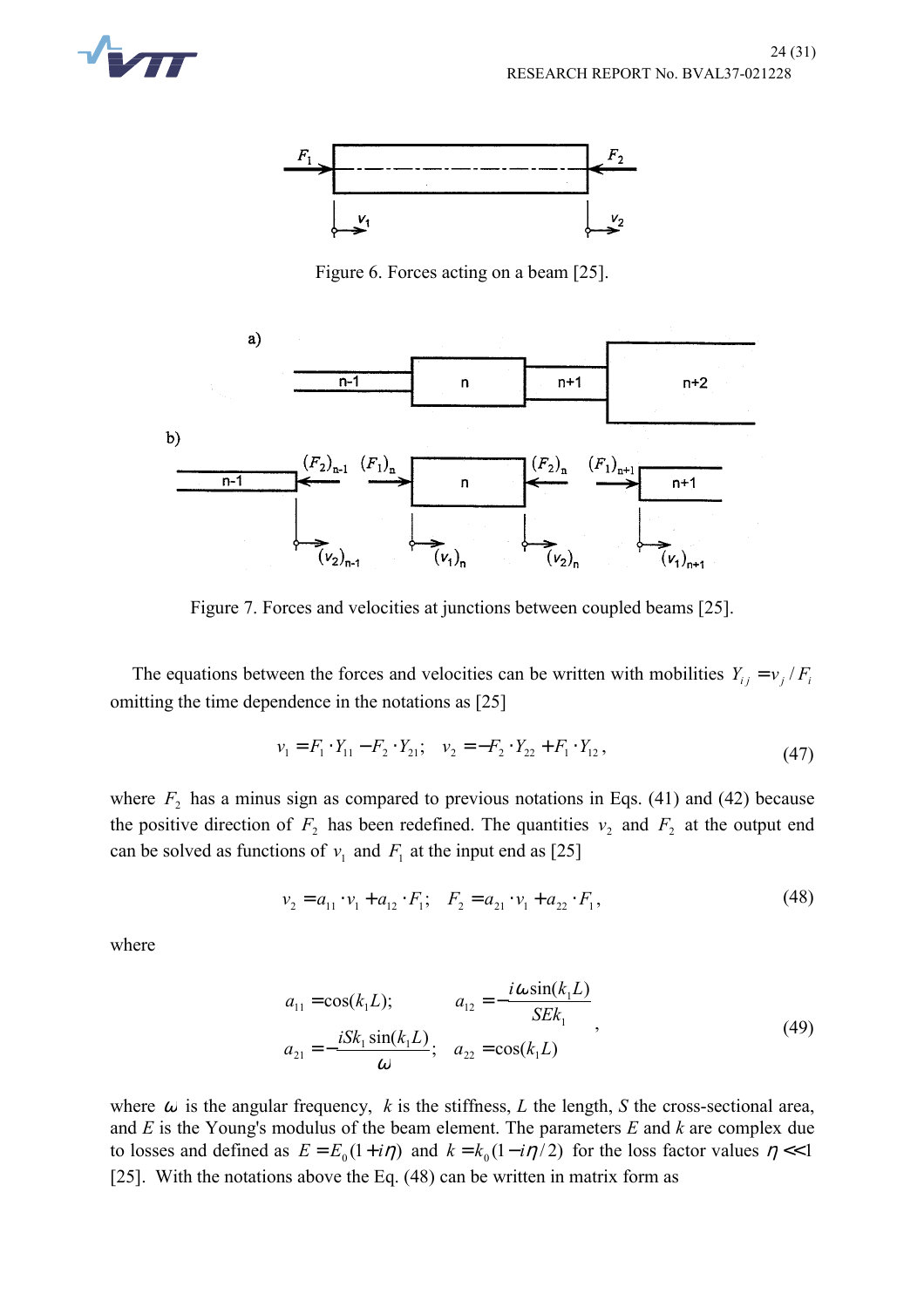Figure 6. Forces acting on a beam [25].

Figure 7. Forces and velocities at junctions between coupled beams [25].

The equations between the forces and velocities can be written with mobilities $Y_{ij} = v_j / F_i$ omitting the time dependence in the notations as [25]

$$v_1 = F_1 \cdot Y_{11} - F_2 \cdot Y_{21}; \quad v_2 = -F_2 \cdot Y_{22} + F_1 \cdot Y_{12}, \tag{47}$$

where $F_2$ has a minus sign as compared to previous notations in Eqs. (41) and (42) because the positive direction of $F_2$ has been redefined. The quantities $v_2$ and $F_2$ at the output end can be solved as functions of $v_1$ and $F_1$ at the input end as [25]

$$v_2 = a_{11} \cdot v_1 + a_{12} \cdot F_1; \quad F_2 = a_{21} \cdot v_1 + a_{22} \cdot F_1, \tag{48}$$

where

$$\begin{aligned} a_{11} &= \cos(k_1 L); & a_{12} &= -\frac{i\omega \sin(k_1 L)}{SEk_1} \\ a_{21} &= -\frac{iSk_1 \sin(k_1 L)}{\omega}; & a_{22} &= \cos(k_1 L) \end{aligned}, \tag{49}$$

where $\omega$ is the angular frequency, $k$ is the stiffness, $L$ the length, $S$ the cross-sectional area, and $E$ is the Young's modulus of the beam element. The parameters $E$ and $k$ are complex due to losses and defined as $E = E_0(1 + i\eta)$ and $k = k_0(1 - i\eta/2)$ for the loss factor values $\eta << 1$ [25]. With the notations above the Eq. (48) can be written in matrix form as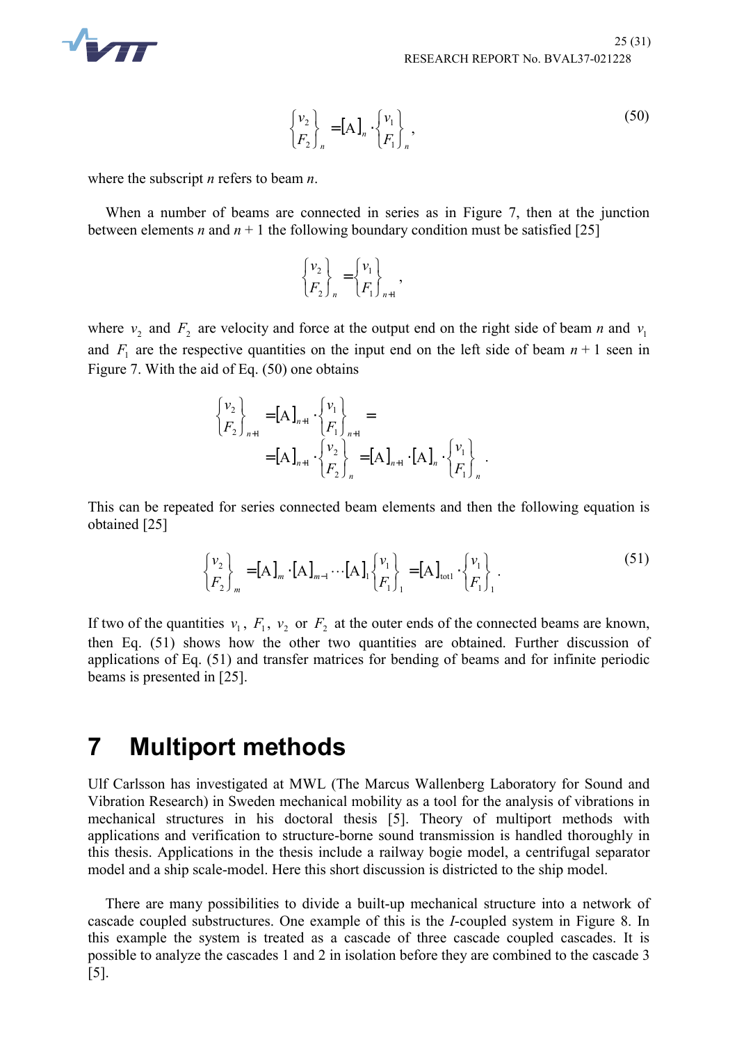$$\begin{Bmatrix} v_2 \\ F_2 \end{Bmatrix}_n = [\mathrm{A}]_n \cdot \begin{Bmatrix} v_1 \\ F_1 \end{Bmatrix}_n , \tag{50}$$

where the subscript $n$ refers to beam $n$.

When a number of beams are connected in series as in Figure 7, then at the junction between elements $n$ and $n + 1$ the following boundary condition must be satisfied [25]

$$\begin{Bmatrix} v_2 \\ F_2 \end{Bmatrix}_n = \begin{Bmatrix} v_1 \\ F_1 \end{Bmatrix}_{n+1} ,$$

where $v_2$ and $F_2$ are velocity and force at the output end on the right side of beam $n$ and $v_1$ and $F_1$ are the respective quantities on the input end on the left side of beam $n + 1$ seen in Figure 7. With the aid of Eq. (50) one obtains

$$\begin{aligned} \begin{Bmatrix} v_2 \\ F_2 \end{Bmatrix}_{n+1} &= [\mathrm{A}]_{n+1} \cdot \begin{Bmatrix} v_1 \\ F_1 \end{Bmatrix}_{n+1} = \\ &= [\mathrm{A}]_{n+1} \cdot \begin{Bmatrix} v_2 \\ F_2 \end{Bmatrix}_n = [\mathrm{A}]_{n+1} \cdot [\mathrm{A}]_n \cdot \begin{Bmatrix} v_1 \\ F_1 \end{Bmatrix}_n . \end{aligned}$$

This can be repeated for series connected beam elements and then the following equation is obtained [25]

$$\begin{Bmatrix} v_2 \\ F_2 \end{Bmatrix}_m = [\mathrm{A}]_m \cdot [\mathrm{A}]_{m-1} \cdots [\mathrm{A}]_1 \begin{Bmatrix} v_1 \\ F_1 \end{Bmatrix}_1 = [\mathrm{A}]_{\mathrm{tot1}} \cdot \begin{Bmatrix} v_1 \\ F_1 \end{Bmatrix}_1 . \tag{51}$$

If two of the quantities $v_1$, $F_1$, $v_2$ or $F_2$ at the outer ends of the connected beams are known, then Eq. (51) shows how the other two quantities are obtained. Further discussion of applications of Eq. (51) and transfer matrices for bending of beams and for infinite periodic beams is presented in [25].

# 7 Multiport methods

Ulf Carlsson has investigated at MWL (The Marcus Wallenberg Laboratory for Sound and Vibration Research) in Sweden mechanical mobility as a tool for the analysis of vibrations in mechanical structures in his doctoral thesis [5]. Theory of multiport methods with applications and verification to structure-borne sound transmission is handled thoroughly in this thesis. Applications in the thesis include a railway bogie model, a centrifugal separator model and a ship scale-model. Here this short discussion is districted to the ship model.

There are many possibilities to divide a built-up mechanical structure into a network of cascade coupled substructures. One example of this is the *I*-coupled system in Figure 8. In this example the system is treated as a cascade of three cascade coupled cascades. It is possible to analyze the cascades 1 and 2 in isolation before they are combined to the cascade 3 [5].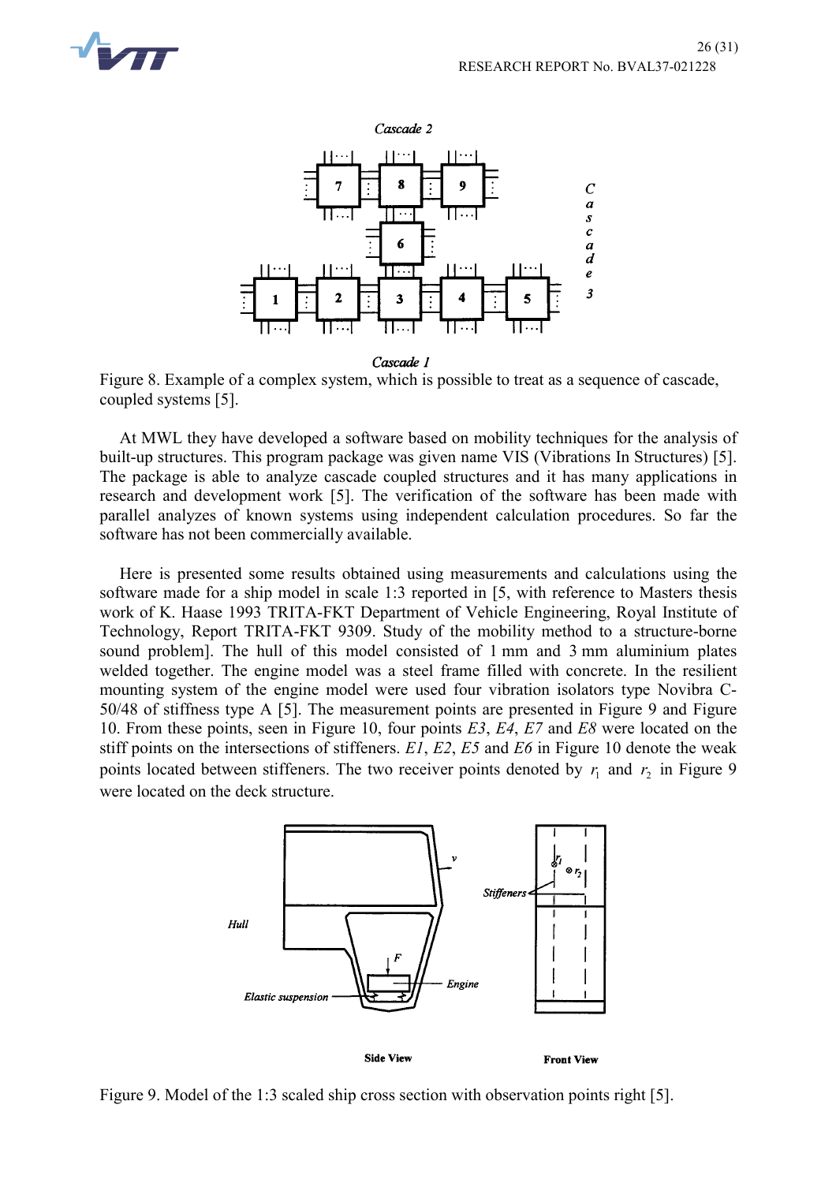Figure 8. Example of a complex system, which is possible to treat as a sequence of cascade, coupled systems [5].

At MWL they have developed a software based on mobility techniques for the analysis of built-up structures. This program package was given name VIS (Vibrations In Structures) [5]. The package is able to analyze cascade coupled structures and it has many applications in research and development work [5]. The verification of the software has been made with parallel analyzes of known systems using independent calculation procedures. So far the software has not been commercially available.

Here is presented some results obtained using measurements and calculations using the software made for a ship model in scale 1:3 reported in [5, with reference to Masters thesis work of K. Haase 1993 TRITA-FKT Department of Vehicle Engineering, Royal Institute of Technology, Report TRITA-FKT 9309. Study of the mobility method to a structure-borne sound problem]. The hull of this model consisted of 1 mm and 3 mm aluminium plates welded together. The engine model was a steel frame filled with concrete. In the resilient mounting system of the engine model were used four vibration isolators type Novibra C-50/48 of stiffness type A [5]. The measurement points are presented in Figure 9 and Figure 10. From these points, seen in Figure 10, four points *E3*, *E4*, *E7* and *E8* were located on the stiff points on the intersections of stiffeners. *E1*, *E2*, *E5* and *E6* in Figure 10 denote the weak points located between stiffeners. The two receiver points denoted by $r_1$ and $r_2$ in Figure 9 were located on the deck structure.

Figure 9. Model of the 1:3 scaled ship cross section with observation points right [5].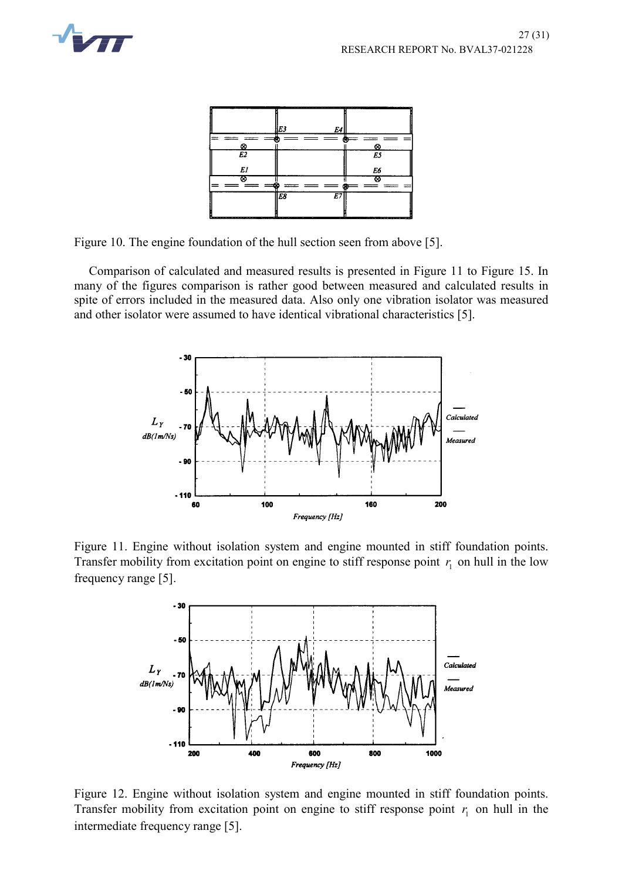Figure 10. The engine foundation of the hull section seen from above [5].

Comparison of calculated and measured results is presented in Figure 11 to Figure 15. In many of the figures comparison is rather good between measured and calculated results in spite of errors included in the measured data. Also only one vibration isolator was measured and other isolator were assumed to have identical vibrational characteristics [5].

Figure 11. Engine without isolation system and engine mounted in stiff foundation points. Transfer mobility from excitation point on engine to stiff response point $r_1$ on hull in the low frequency range [5].

Figure 12. Engine without isolation system and engine mounted in stiff foundation points. Transfer mobility from excitation point on engine to stiff response point $r_1$ on hull in the intermediate frequency range [5].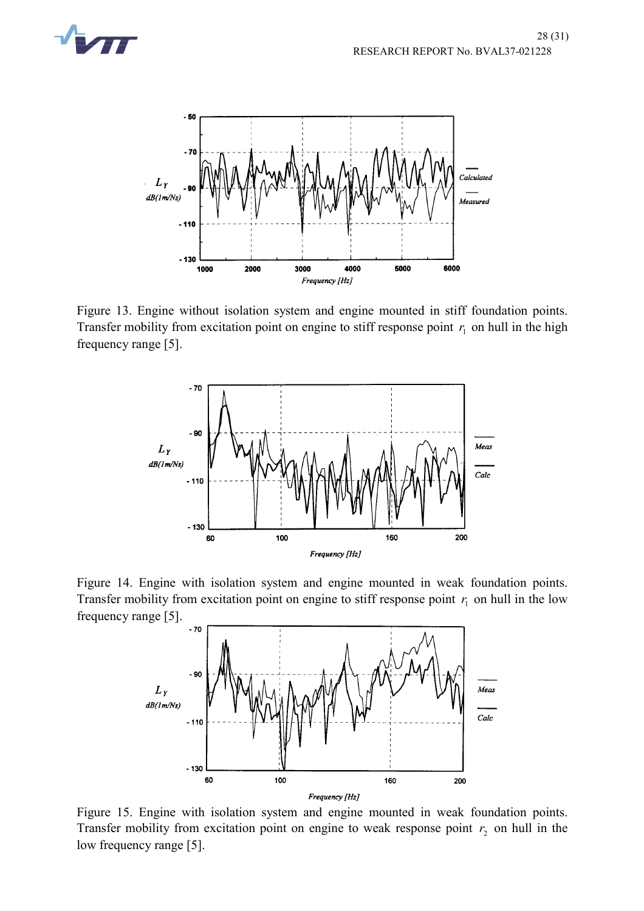Figure 13. Engine without isolation system and engine mounted in stiff foundation points. Transfer mobility from excitation point on engine to stiff response point $r_1$ on hull in the high frequency range [5].

Figure 14. Engine with isolation system and engine mounted in weak foundation points. Transfer mobility from excitation point on engine to stiff response point $r_1$ on hull in the low frequency range [5].

Figure 15. Engine with isolation system and engine mounted in weak foundation points. Transfer mobility from excitation point on engine to weak response point $r_2$ on hull in the low frequency range [5].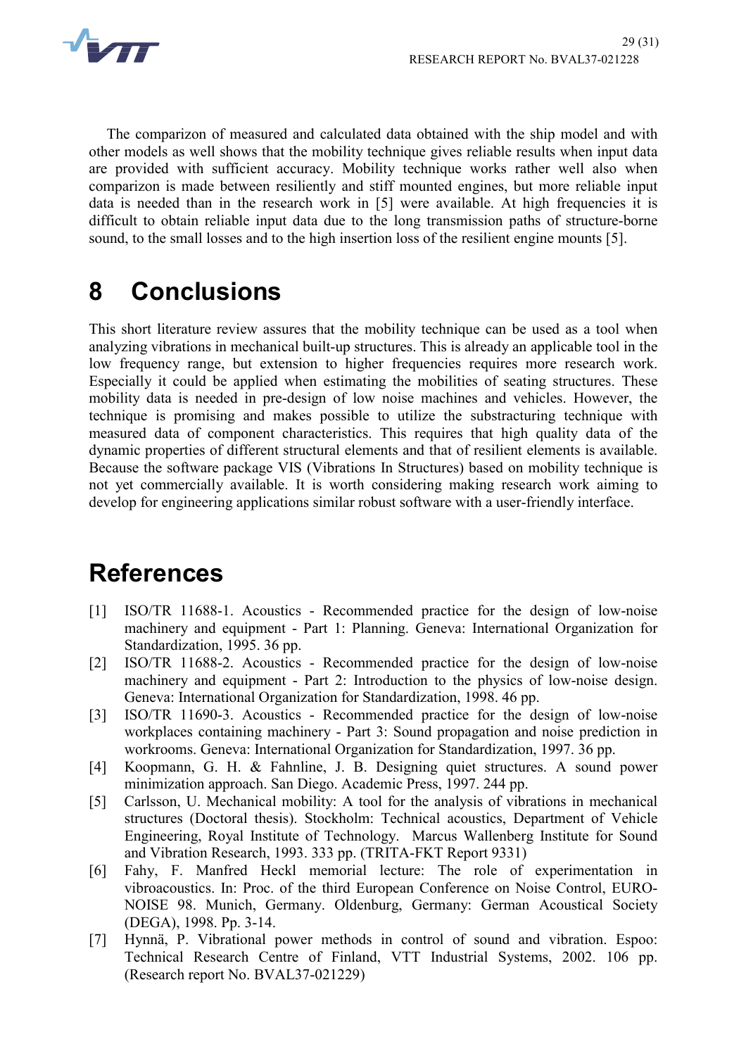The comparizon of measured and calculated data obtained with the ship model and with other models as well shows that the mobility technique gives reliable results when input data are provided with sufficient accuracy. Mobility technique works rather well also when comparizon is made between resiliently and stiff mounted engines, but more reliable input data is needed than in the research work in [5] were available. At high frequencies it is difficult to obtain reliable input data due to the long transmission paths of structure-borne sound, to the small losses and to the high insertion loss of the resilient engine mounts [5].

# 8 Conclusions

This short literature review assures that the mobility technique can be used as a tool when analyzing vibrations in mechanical built-up structures. This is already an applicable tool in the low frequency range, but extension to higher frequencies requires more research work. Especially it could be applied when estimating the mobilities of seating structures. These mobility data is needed in pre-design of low noise machines and vehicles. However, the technique is promising and makes possible to utilize the substracturing technique with measured data of component characteristics. This requires that high quality data of the dynamic properties of different structural elements and that of resilient elements is available. Because the software package VIS (Vibrations In Structures) based on mobility technique is not yet commercially available. It is worth considering making research work aiming to develop for engineering applications similar robust software with a user-friendly interface.

# References

[1] ISO/TR 11688-1. Acoustics - Recommended practice for the design of low-noise machinery and equipment - Part 1: Planning. Geneva: International Organization for Standardization, 1995. 36 pp.

[2] ISO/TR 11688-2. Acoustics - Recommended practice for the design of low-noise machinery and equipment - Part 2: Introduction to the physics of low-noise design. Geneva: International Organization for Standardization, 1998. 46 pp.

[3] ISO/TR 11690-3. Acoustics - Recommended practice for the design of low-noise workplaces containing machinery - Part 3: Sound propagation and noise prediction in workrooms. Geneva: International Organization for Standardization, 1997. 36 pp.

[4] Koopmann, G. H. & Fahnline, J. B. Designing quiet structures. A sound power minimization approach. San Diego. Academic Press, 1997. 244 pp.

[5] Carlsson, U. Mechanical mobility: A tool for the analysis of vibrations in mechanical structures (Doctoral thesis). Stockholm: Technical acoustics, Department of Vehicle Engineering, Royal Institute of Technology. Marcus Wallenberg Institute for Sound and Vibration Research, 1993. 333 pp. (TRITA-FKT Report 9331)

[6] Fahy, F. Manfred Heckl memorial lecture: The role of experimentation in vibroacoustics. In: Proc. of the third European Conference on Noise Control, EURO-NOISE 98. Munich, Germany. Oldenburg, Germany: German Acoustical Society (DEGA), 1998. Pp. 3-14.

[7] Hynnä, P. Vibrational power methods in control of sound and vibration. Espoo: Technical Research Centre of Finland, VTT Industrial Systems, 2002. 106 pp. (Research report No. BVAL37-021229)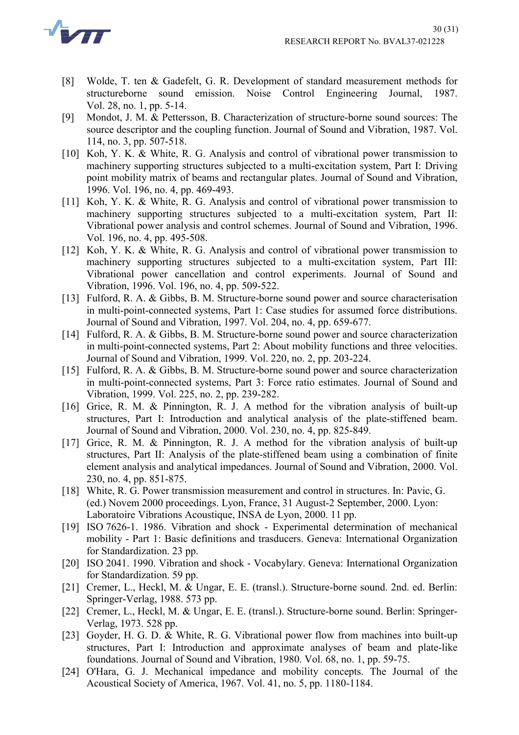[8] Wolde, T. ten & Gadefelt, G. R. Development of standard measurement methods for structureborne sound emission. Noise Control Engineering Journal, 1987. Vol. 28, no. 1, pp. 5-14.

[9] Mondot, J. M. & Pettersson, B. Characterization of structure-borne sound sources: The source descriptor and the coupling function. Journal of Sound and Vibration, 1987. Vol. 114, no. 3, pp. 507-518.

[10] Koh, Y. K. & White, R. G. Analysis and control of vibrational power transmission to machinery supporting structures subjected to a multi-excitation system, Part I: Driving point mobility matrix of beams and rectangular plates. Journal of Sound and Vibration, 1996. Vol. 196, no. 4, pp. 469-493.

[11] Koh, Y. K. & White, R. G. Analysis and control of vibrational power transmission to machinery supporting structures subjected to a multi-excitation system, Part II: Vibrational power analysis and control schemes. Journal of Sound and Vibration, 1996. Vol. 196, no. 4, pp. 495-508.

[12] Koh, Y. K. & White, R. G. Analysis and control of vibrational power transmission to machinery supporting structures subjected to a multi-excitation system, Part III: Vibrational power cancellation and control experiments. Journal of Sound and Vibration, 1996. Vol. 196, no. 4, pp. 509-522.

[13] Fulford, R. A. & Gibbs, B. M. Structure-borne sound power and source characterisation in multi-point-connected systems, Part 1: Case studies for assumed force distributions. Journal of Sound and Vibration, 1997. Vol. 204, no. 4, pp. 659-677.

[14] Fulford, R. A. & Gibbs, B. M. Structure-borne sound power and source characterization in multi-point-connected systems, Part 2: About mobility functions and three velocities. Journal of Sound and Vibration, 1999. Vol. 220, no. 2, pp. 203-224.

[15] Fulford, R. A. & Gibbs, B. M. Structure-borne sound power and source characterization in multi-point-connected systems, Part 3: Force ratio estimates. Journal of Sound and Vibration, 1999. Vol. 225, no. 2, pp. 239-282.

[16] Grice, R. M. & Pinnington, R. J. A method for the vibration analysis of built-up structures, Part I: Introduction and analytical analysis of the plate-stiffened beam. Journal of Sound and Vibration, 2000. Vol. 230, no. 4, pp. 825-849.

[17] Grice, R. M. & Pinnington, R. J. A method for the vibration analysis of built-up structures, Part II: Analysis of the plate-stiffened beam using a combination of finite element analysis and analytical impedances. Journal of Sound and Vibration, 2000. Vol. 230, no. 4, pp. 851-875.

[18] White, R. G. Power transmission measurement and control in structures. In: Pavic, G. (ed.) Novem 2000 proceedings. Lyon, France, 31 August-2 September, 2000. Lyon: Laboratoire Vibrations Acoustique, INSA de Lyon, 2000. 11 pp.

[19] ISO 7626-1. 1986. Vibration and shock - Experimental determination of mechanical mobility - Part 1: Basic definitions and trasducers. Geneva: International Organization for Standardization. 23 pp.

[20] ISO 2041. 1990. Vibration and shock - Vocabylary. Geneva: International Organization for Standardization. 59 pp.

[21] Cremer, L., Heckl, M. & Ungar, E. E. (transl.). Structure-borne sound. 2nd. ed. Berlin: Springer-Verlag, 1988. 573 pp.

[22] Cremer, L., Heckl, M. & Ungar, E. E. (transl.). Structure-borne sound. Berlin: Springer-Verlag, 1973. 528 pp.

[23] Goyder, H. G. D. & White, R. G. Vibrational power flow from machines into built-up structures, Part I: Introduction and approximate analyses of beam and plate-like foundations. Journal of Sound and Vibration, 1980. Vol. 68, no. 1, pp. 59-75.

[24] O'Hara, G. J. Mechanical impedance and mobility concepts. The Journal of the Acoustical Society of America, 1967. Vol. 41, no. 5, pp. 1180-1184.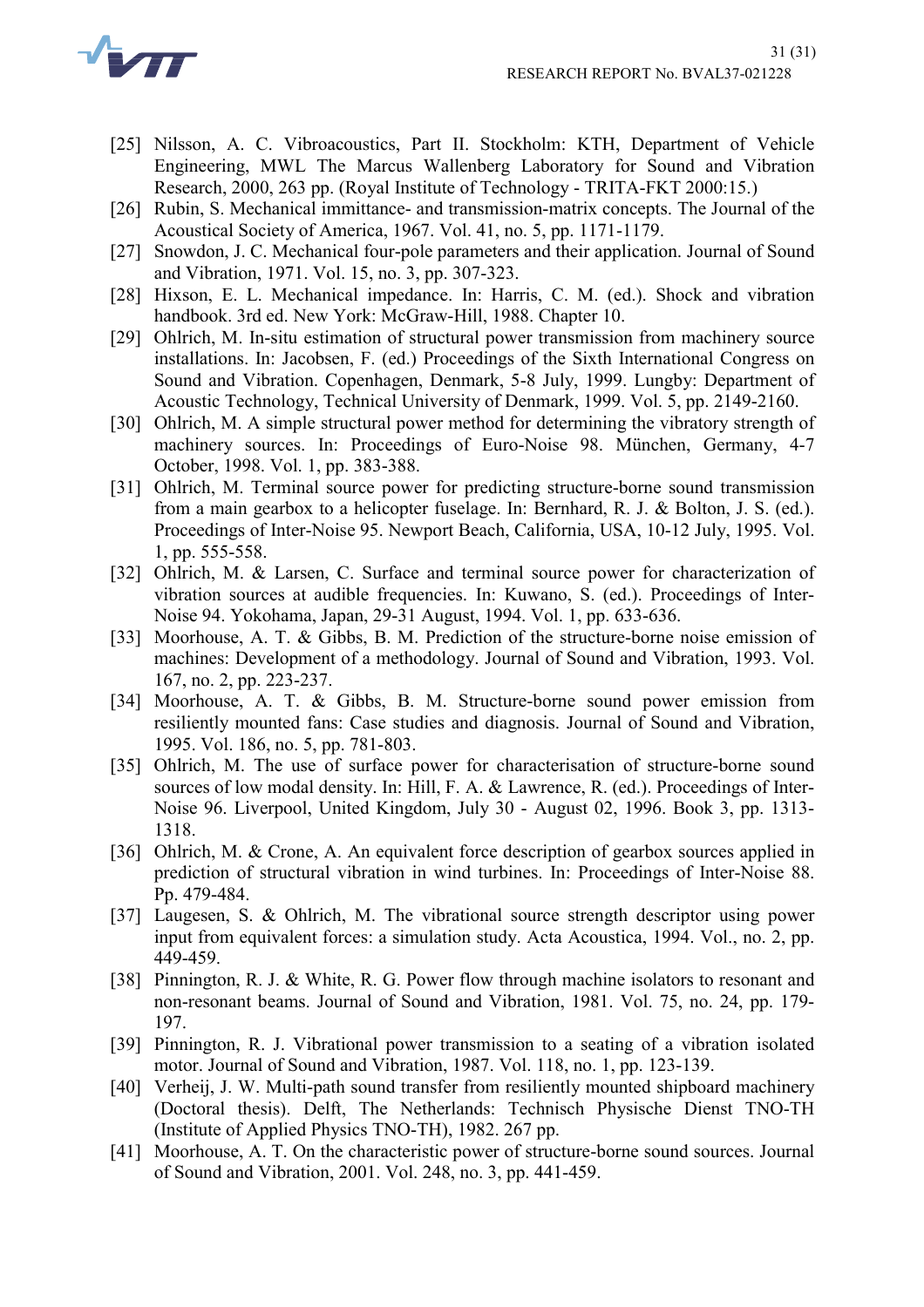[25] Nilsson, A. C. Vibroacoustics, Part II. Stockholm: KTH, Department of Vehicle Engineering, MWL The Marcus Wallenberg Laboratory for Sound and Vibration Research, 2000, 263 pp. (Royal Institute of Technology - TRITA-FKT 2000:15.)

[26] Rubin, S. Mechanical immittance- and transmission-matrix concepts. The Journal of the Acoustical Society of America, 1967. Vol. 41, no. 5, pp. 1171-1179.

[27] Snowdon, J. C. Mechanical four-pole parameters and their application. Journal of Sound and Vibration, 1971. Vol. 15, no. 3, pp. 307-323.

[28] Hixson, E. L. Mechanical impedance. In: Harris, C. M. (ed.). Shock and vibration handbook. 3rd ed. New York: McGraw-Hill, 1988. Chapter 10.

[29] Ohlrich, M. In-situ estimation of structural power transmission from machinery source installations. In: Jacobsen, F. (ed.) Proceedings of the Sixth International Congress on Sound and Vibration. Copenhagen, Denmark, 5-8 July, 1999. Lungby: Department of Acoustic Technology, Technical University of Denmark, 1999. Vol. 5, pp. 2149-2160.

[30] Ohlrich, M. A simple structural power method for determining the vibratory strength of machinery sources. In: Proceedings of Euro-Noise 98. München, Germany, 4-7 October, 1998. Vol. 1, pp. 383-388.

[31] Ohlrich, M. Terminal source power for predicting structure-borne sound transmission from a main gearbox to a helicopter fuselage. In: Bernhard, R. J. & Bolton, J. S. (ed.). Proceedings of Inter-Noise 95. Newport Beach, California, USA, 10-12 July, 1995. Vol. 1, pp. 555-558.

[32] Ohlrich, M. & Larsen, C. Surface and terminal source power for characterization of vibration sources at audible frequencies. In: Kuwano, S. (ed.). Proceedings of Inter-Noise 94. Yokohama, Japan, 29-31 August, 1994. Vol. 1, pp. 633-636.

[33] Moorhouse, A. T. & Gibbs, B. M. Prediction of the structure-borne noise emission of machines: Development of a methodology. Journal of Sound and Vibration, 1993. Vol. 167, no. 2, pp. 223-237.

[34] Moorhouse, A. T. & Gibbs, B. M. Structure-borne sound power emission from resiliently mounted fans: Case studies and diagnosis. Journal of Sound and Vibration, 1995. Vol. 186, no. 5, pp. 781-803.

[35] Ohlrich, M. The use of surface power for characterisation of structure-borne sound sources of low modal density. In: Hill, F. A. & Lawrence, R. (ed.). Proceedings of Inter-Noise 96. Liverpool, United Kingdom, July 30 - August 02, 1996. Book 3, pp. 1313-1318.

[36] Ohlrich, M. & Crone, A. An equivalent force description of gearbox sources applied in prediction of structural vibration in wind turbines. In: Proceedings of Inter-Noise 88. Pp. 479-484.

[37] Laugesen, S. & Ohlrich, M. The vibrational source strength descriptor using power input from equivalent forces: a simulation study. Acta Acoustica, 1994. Vol., no. 2, pp. 449-459.

[38] Pinnington, R. J. & White, R. G. Power flow through machine isolators to resonant and non-resonant beams. Journal of Sound and Vibration, 1981. Vol. 75, no. 24, pp. 179-197.

[39] Pinnington, R. J. Vibrational power transmission to a seating of a vibration isolated motor. Journal of Sound and Vibration, 1987. Vol. 118, no. 1, pp. 123-139.

[40] Verheij, J. W. Multi-path sound transfer from resiliently mounted shipboard machinery (Doctoral thesis). Delft, The Netherlands: Technisch Physische Dienst TNO-TH (Institute of Applied Physics TNO-TH), 1982. 267 pp.

[41] Moorhouse, A. T. On the characteristic power of structure-borne sound sources. Journal of Sound and Vibration, 2001. Vol. 248, no. 3, pp. 441-459.